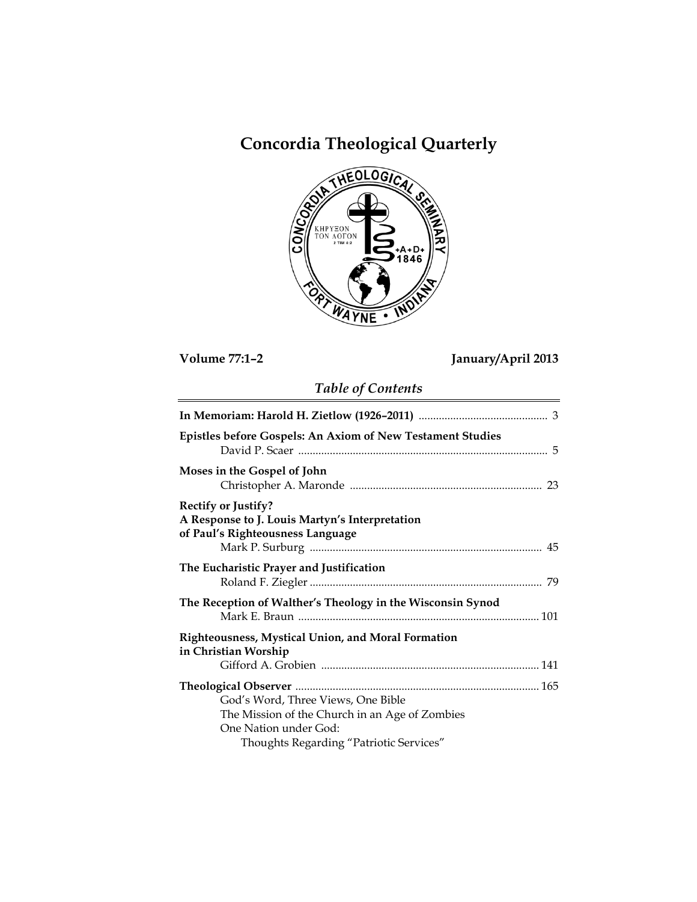# Concordia Theological Quarterly

**Volume 77:1–2** **January/April 2013**

## *Table of Contents*

**In Memoriam: Harold H. Zietlow (1926–2011)** ............................................ 3

**Epistles before Gospels: An Axiom of New Testament Studies**
David P. Scaer ...................................................................................... 5

**Moses in the Gospel of John**
Christopher A. Maronde .................................................................. 23

**Rectify or Justify?**
**A Response to J. Louis Martyn's Interpretation of Paul's Righteousness Language**
Mark P. Surburg ................................................................................ 45

**The Eucharistic Prayer and Justification**
Roland F. Ziegler ................................................................................ 79

**The Reception of Walther's Theology in the Wisconsin Synod**
Mark E. Braun .................................................................................. 101

**Righteousness, Mystical Union, and Moral Formation in Christian Worship**
Gifford A. Grobien ........................................................................... 141

**Theological Observer** .................................................................................... 165
God's Word, Three Views, One Bible
The Mission of the Church in an Age of Zombies
One Nation under God:
Thoughts Regarding "Patriotic Services"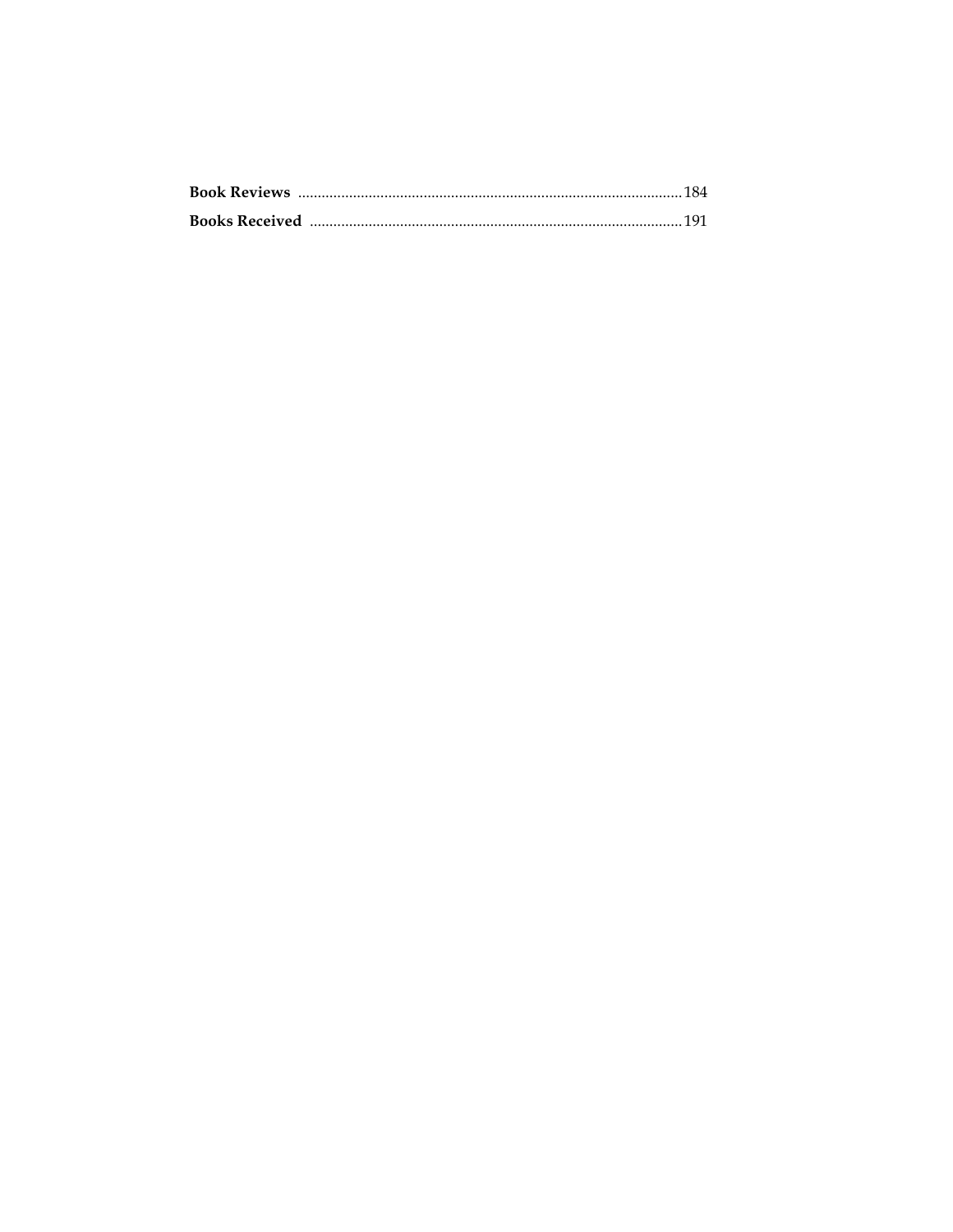**Book Reviews** .................................................................................................184

**Books Received** .............................................................................................191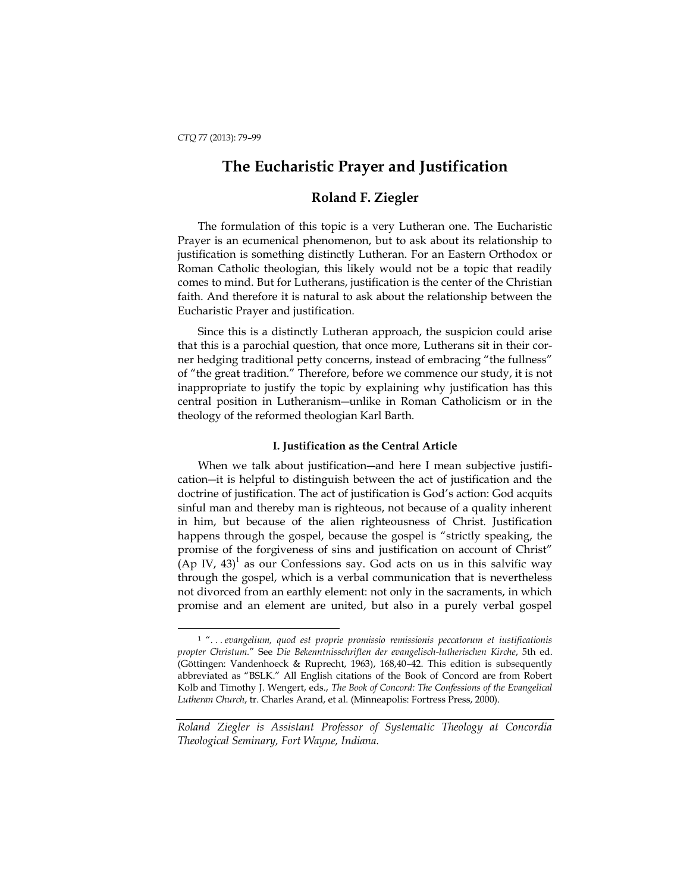# The Eucharistic Prayer and Justification

## Roland F. Ziegler

The formulation of this topic is a very Lutheran one. The Eucharistic Prayer is an ecumenical phenomenon, but to ask about its relationship to justification is something distinctly Lutheran. For an Eastern Orthodox or Roman Catholic theologian, this likely would not be a topic that readily comes to mind. But for Lutherans, justification is the center of the Christian faith. And therefore it is natural to ask about the relationship between the Eucharistic Prayer and justification.

Since this is a distinctly Lutheran approach, the suspicion could arise that this is a parochial question, that once more, Lutherans sit in their corner hedging traditional petty concerns, instead of embracing "the fullness" of "the great tradition." Therefore, before we commence our study, it is not inappropriate to justify the topic by explaining why justification has this central position in Lutheranism—unlike in Roman Catholicism or in the theology of the reformed theologian Karl Barth.

### I. Justification as the Central Article

When we talk about justification—and here I mean subjective justification—it is helpful to distinguish between the act of justification and the doctrine of justification. The act of justification is God's action: God acquits sinful man and thereby man is righteous, not because of a quality inherent in him, but because of the alien righteousness of Christ. Justification happens through the gospel, because the gospel is "strictly speaking, the promise of the forgiveness of sins and justification on account of Christ" (Ap IV, 43)[1] as our Confessions say. God acts on us in this salvific way through the gospel, which is a verbal communication that is nevertheless not divorced from an earthly element: not only in the sacraments, in which promise and an element are united, but also in a purely verbal gospel

---

[1] "*. . . evangelium, quod est proprie promissio remissionis peccatorum et iustificationis propter Christum.*" See *Die Bekenntnisschriften der evangelisch-lutherischen Kirche*, 5th ed. (Göttingen: Vandenhoeck & Ruprecht, 1963), 168,40–42. This edition is subsequently abbreviated as "BSLK." All English citations of the Book of Concord are from Robert Kolb and Timothy J. Wengert, eds., *The Book of Concord: The Confessions of the Evangelical Lutheran Church*, tr. Charles Arand, et al. (Minneapolis: Fortress Press, 2000).

*Roland Ziegler is Assistant Professor of Systematic Theology at Concordia Theological Seminary, Fort Wayne, Indiana.*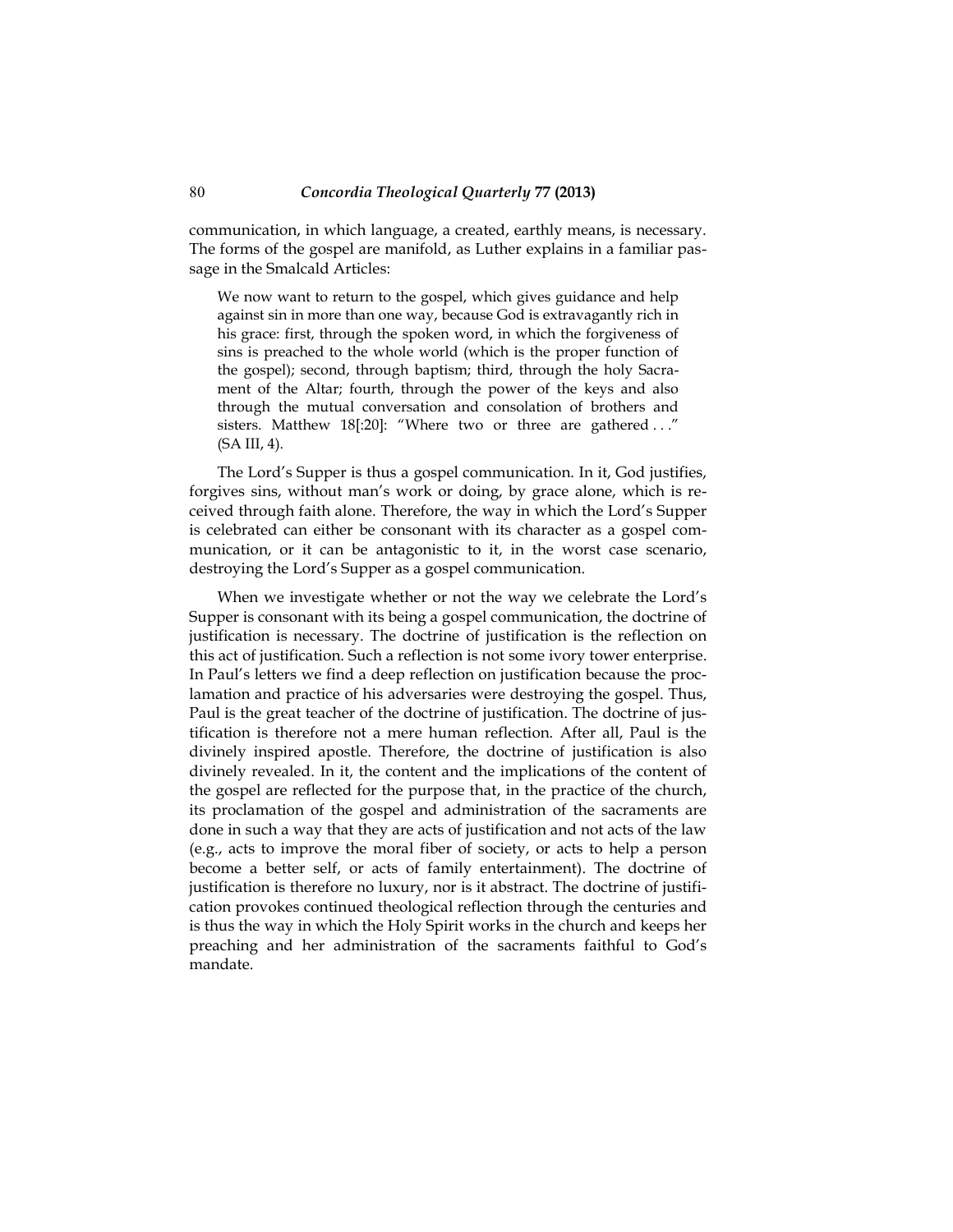communication, in which language, a created, earthly means, is necessary. The forms of the gospel are manifold, as Luther explains in a familiar passage in the Smalcald Articles:

> We now want to return to the gospel, which gives guidance and help against sin in more than one way, because God is extravagantly rich in his grace: first, through the spoken word, in which the forgiveness of sins is preached to the whole world (which is the proper function of the gospel); second, through baptism; third, through the holy Sacrament of the Altar; fourth, through the power of the keys and also through the mutual conversation and consolation of brothers and sisters. Matthew 18[:20]: "Where two or three are gathered . . ." (SA III, 4).

The Lord's Supper is thus a gospel communication. In it, God justifies, forgives sins, without man's work or doing, by grace alone, which is received through faith alone. Therefore, the way in which the Lord's Supper is celebrated can either be consonant with its character as a gospel communication, or it can be antagonistic to it, in the worst case scenario, destroying the Lord's Supper as a gospel communication.

When we investigate whether or not the way we celebrate the Lord's Supper is consonant with its being a gospel communication, the doctrine of justification is necessary. The doctrine of justification is the reflection on this act of justification. Such a reflection is not some ivory tower enterprise. In Paul's letters we find a deep reflection on justification because the proclamation and practice of his adversaries were destroying the gospel. Thus, Paul is the great teacher of the doctrine of justification. The doctrine of justification is therefore not a mere human reflection. After all, Paul is the divinely inspired apostle. Therefore, the doctrine of justification is also divinely revealed. In it, the content and the implications of the content of the gospel are reflected for the purpose that, in the practice of the church, its proclamation of the gospel and administration of the sacraments are done in such a way that they are acts of justification and not acts of the law (e.g., acts to improve the moral fiber of society, or acts to help a person become a better self, or acts of family entertainment). The doctrine of justification is therefore no luxury, nor is it abstract. The doctrine of justification provokes continued theological reflection through the centuries and is thus the way in which the Holy Spirit works in the church and keeps her preaching and her administration of the sacraments faithful to God's mandate.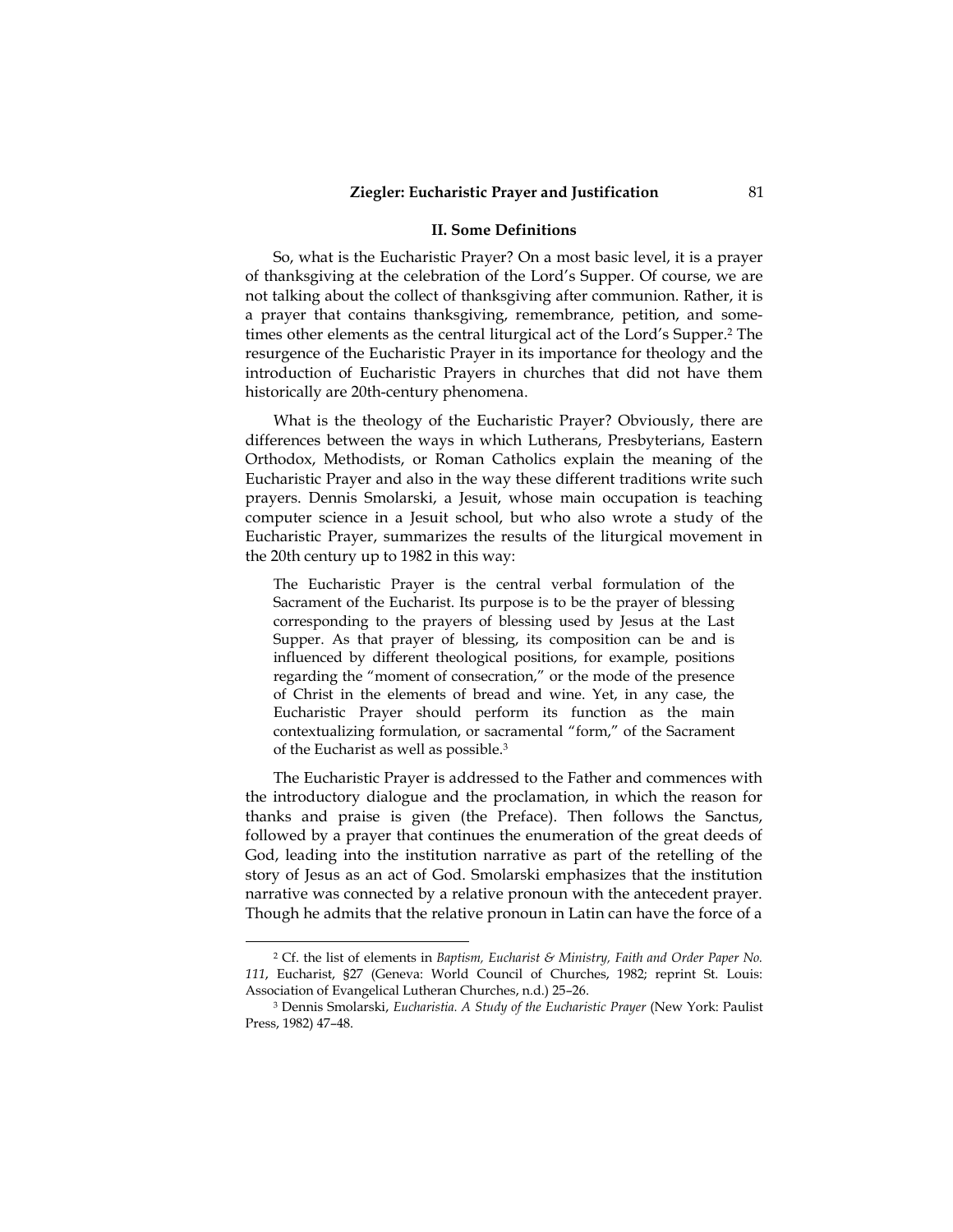## II. Some Definitions

So, what is the Eucharistic Prayer? On a most basic level, it is a prayer of thanksgiving at the celebration of the Lord's Supper. Of course, we are not talking about the collect of thanksgiving after communion. Rather, it is a prayer that contains thanksgiving, remembrance, petition, and sometimes other elements as the central liturgical act of the Lord's Supper.[2] The resurgence of the Eucharistic Prayer in its importance for theology and the introduction of Eucharistic Prayers in churches that did not have them historically are 20th-century phenomena.

What is the theology of the Eucharistic Prayer? Obviously, there are differences between the ways in which Lutherans, Presbyterians, Eastern Orthodox, Methodists, or Roman Catholics explain the meaning of the Eucharistic Prayer and also in the way these different traditions write such prayers. Dennis Smolarski, a Jesuit, whose main occupation is teaching computer science in a Jesuit school, but who also wrote a study of the Eucharistic Prayer, summarizes the results of the liturgical movement in the 20th century up to 1982 in this way:

> The Eucharistic Prayer is the central verbal formulation of the Sacrament of the Eucharist. Its purpose is to be the prayer of blessing corresponding to the prayers of blessing used by Jesus at the Last Supper. As that prayer of blessing, its composition can be and is influenced by different theological positions, for example, positions regarding the "moment of consecration," or the mode of the presence of Christ in the elements of bread and wine. Yet, in any case, the Eucharistic Prayer should perform its function as the main contextualizing formulation, or sacramental "form," of the Sacrament of the Eucharist as well as possible.[3]

The Eucharistic Prayer is addressed to the Father and commences with the introductory dialogue and the proclamation, in which the reason for thanks and praise is given (the Preface). Then follows the Sanctus, followed by a prayer that continues the enumeration of the great deeds of God, leading into the institution narrative as part of the retelling of the story of Jesus as an act of God. Smolarski emphasizes that the institution narrative was connected by a relative pronoun with the antecedent prayer. Though he admits that the relative pronoun in Latin can have the force of a

---

[2] Cf. the list of elements in *Baptism, Eucharist & Ministry, Faith and Order Paper No. 111*, Eucharist, §27 (Geneva: World Council of Churches, 1982; reprint St. Louis: Association of Evangelical Lutheran Churches, n.d.) 25–26.

[3] Dennis Smolarski, *Eucharistia. A Study of the Eucharistic Prayer* (New York: Paulist Press, 1982) 47–48.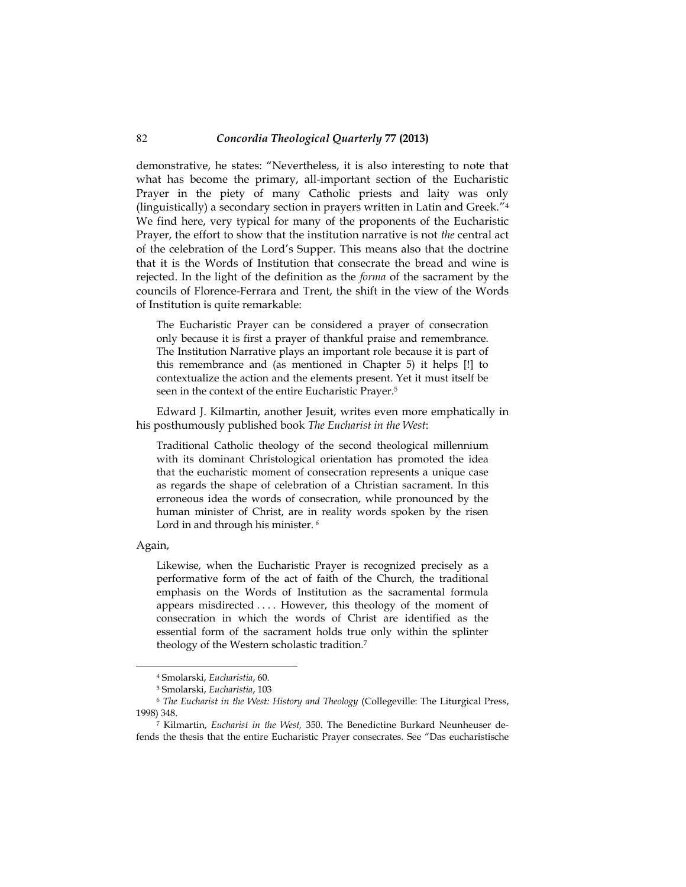demonstrative, he states: "Nevertheless, it is also interesting to note that what has become the primary, all-important section of the Eucharistic Prayer in the piety of many Catholic priests and laity was only (linguistically) a secondary section in prayers written in Latin and Greek."[4] We find here, very typical for many of the proponents of the Eucharistic Prayer, the effort to show that the institution narrative is not *the* central act of the celebration of the Lord's Supper. This means also that the doctrine that it is the Words of Institution that consecrate the bread and wine is rejected. In the light of the definition as the *forma* of the sacrament by the councils of Florence-Ferrara and Trent, the shift in the view of the Words of Institution is quite remarkable:

> The Eucharistic Prayer can be considered a prayer of consecration only because it is first a prayer of thankful praise and remembrance. The Institution Narrative plays an important role because it is part of this remembrance and (as mentioned in Chapter 5) it helps [!] to contextualize the action and the elements present. Yet it must itself be seen in the context of the entire Eucharistic Prayer.[5]

Edward J. Kilmartin, another Jesuit, writes even more emphatically in his posthumously published book *The Eucharist in the West*:

> Traditional Catholic theology of the second theological millennium with its dominant Christological orientation has promoted the idea that the eucharistic moment of consecration represents a unique case as regards the shape of celebration of a Christian sacrament. In this erroneous idea the words of consecration, while pronounced by the human minister of Christ, are in reality words spoken by the risen Lord in and through his minister.[6]

Again,

> Likewise, when the Eucharistic Prayer is recognized precisely as a performative form of the act of faith of the Church, the traditional emphasis on the Words of Institution as the sacramental formula appears misdirected . . . . However, this theology of the moment of consecration in which the words of Christ are identified as the essential form of the sacrament holds true only within the splinter theology of the Western scholastic tradition.[7]

---

[4] Smolarski, *Eucharistia*, 60.

[5] Smolarski, *Eucharistia*, 103

[6] *The Eucharist in the West: History and Theology* (Collegeville: The Liturgical Press, 1998) 348.

[7] Kilmartin, *Eucharist in the West,* 350. The Benedictine Burkard Neunheuser defends the thesis that the entire Eucharistic Prayer consecrates. See "Das eucharistische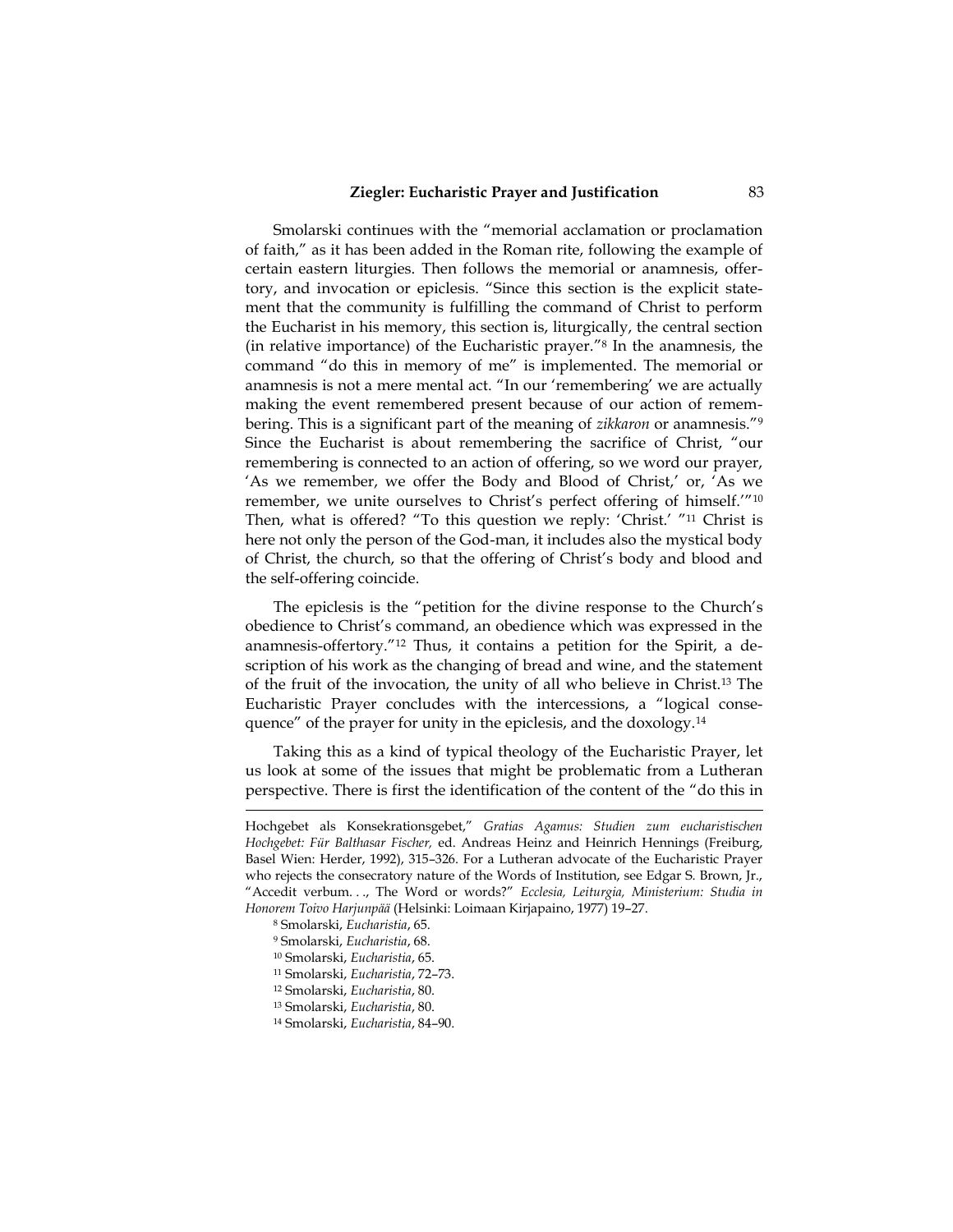Smolarski continues with the "memorial acclamation or proclamation of faith," as it has been added in the Roman rite, following the example of certain eastern liturgies. Then follows the memorial or anamnesis, offertory, and invocation or epiclesis. "Since this section is the explicit statement that the community is fulfilling the command of Christ to perform the Eucharist in his memory, this section is, liturgically, the central section (in relative importance) of the Eucharistic prayer."[8] In the anamnesis, the command "do this in memory of me" is implemented. The memorial or anamnesis is not a mere mental act. "In our 'remembering' we are actually making the event remembered present because of our action of remembering. This is a significant part of the meaning of *zikkaron* or anamnesis."[9] Since the Eucharist is about remembering the sacrifice of Christ, "our remembering is connected to an action of offering, so we word our prayer, 'As we remember, we offer the Body and Blood of Christ,' or, 'As we remember, we unite ourselves to Christ's perfect offering of himself.'"[10] Then, what is offered? "To this question we reply: 'Christ.' "[11] Christ is here not only the person of the God-man, it includes also the mystical body of Christ, the church, so that the offering of Christ's body and blood and the self-offering coincide.

The epiclesis is the "petition for the divine response to the Church's obedience to Christ's command, an obedience which was expressed in the anamnesis-offertory."[12] Thus, it contains a petition for the Spirit, a description of his work as the changing of bread and wine, and the statement of the fruit of the invocation, the unity of all who believe in Christ.[13] The Eucharistic Prayer concludes with the intercessions, a "logical consequence" of the prayer for unity in the epiclesis, and the doxology.[14]

Taking this as a kind of typical theology of the Eucharistic Prayer, let us look at some of the issues that might be problematic from a Lutheran perspective. There is first the identification of the content of the "do this in

---

Hochgebet als Konsekrationsgebet," *Gratias Agamus: Studien zum eucharistischen Hochgebet: Für Balthasar Fischer,* ed. Andreas Heinz and Heinrich Hennings (Freiburg, Basel Wien: Herder, 1992), 315–326. For a Lutheran advocate of the Eucharistic Prayer who rejects the consecratory nature of the Words of Institution, see Edgar S. Brown, Jr., "Accedit verbum. . ., The Word or words?" *Ecclesia, Leiturgia, Ministerium: Studia in Honorem Toivo Harjunpää* (Helsinki: Loimaan Kirjapaino, 1977) 19–27.

[8] Smolarski, *Eucharistia*, 65.

[9] Smolarski, *Eucharistia*, 68.

[10] Smolarski, *Eucharistia*, 65.

[11] Smolarski, *Eucharistia*, 72–73.

[12] Smolarski, *Eucharistia*, 80.

[13] Smolarski, *Eucharistia*, 80.

[14] Smolarski, *Eucharistia*, 84–90.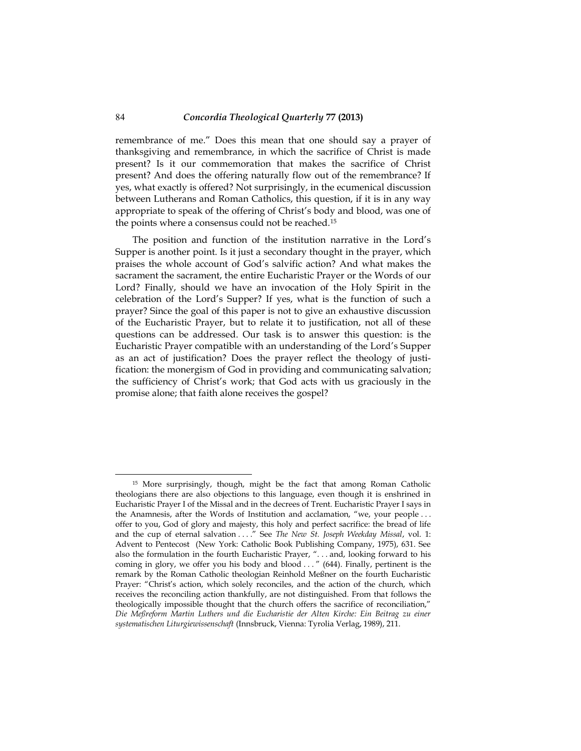remembrance of me." Does this mean that one should say a prayer of thanksgiving and remembrance, in which the sacrifice of Christ is made present? Is it our commemoration that makes the sacrifice of Christ present? And does the offering naturally flow out of the remembrance? If yes, what exactly is offered? Not surprisingly, in the ecumenical discussion between Lutherans and Roman Catholics, this question, if it is in any way appropriate to speak of the offering of Christ's body and blood, was one of the points where a consensus could not be reached.[15]

The position and function of the institution narrative in the Lord's Supper is another point. Is it just a secondary thought in the prayer, which praises the whole account of God's salvific action? And what makes the sacrament the sacrament, the entire Eucharistic Prayer or the Words of our Lord? Finally, should we have an invocation of the Holy Spirit in the celebration of the Lord's Supper? If yes, what is the function of such a prayer? Since the goal of this paper is not to give an exhaustive discussion of the Eucharistic Prayer, but to relate it to justification, not all of these questions can be addressed. Our task is to answer this question: is the Eucharistic Prayer compatible with an understanding of the Lord's Supper as an act of justification? Does the prayer reflect the theology of justification: the monergism of God in providing and communicating salvation; the sufficiency of Christ's work; that God acts with us graciously in the promise alone; that faith alone receives the gospel?

---

[15] More surprisingly, though, might be the fact that among Roman Catholic theologians there are also objections to this language, even though it is enshrined in Eucharistic Prayer I of the Missal and in the decrees of Trent. Eucharistic Prayer I says in the Anamnesis, after the Words of Institution and acclamation, "we, your people . . . offer to you, God of glory and majesty, this holy and perfect sacrifice: the bread of life and the cup of eternal salvation . . . ." See *The New St. Joseph Weekday Missal*, vol. 1: Advent to Pentecost (New York: Catholic Book Publishing Company, 1975), 631. See also the formulation in the fourth Eucharistic Prayer, ". . . and, looking forward to his coming in glory, we offer you his body and blood . . . " (644). Finally, pertinent is the remark by the Roman Catholic theologian Reinhold Meßner on the fourth Eucharistic Prayer: "Christ's action, which solely reconciles, and the action of the church, which receives the reconciling action thankfully, are not distinguished. From that follows the theologically impossible thought that the church offers the sacrifice of reconciliation," *Die Meßreform Martin Luthers und die Eucharistie der Alten Kirche: Ein Beitrag zu einer systematischen Liturgiewissenschaft* (Innsbruck, Vienna: Tyrolia Verlag, 1989), 211.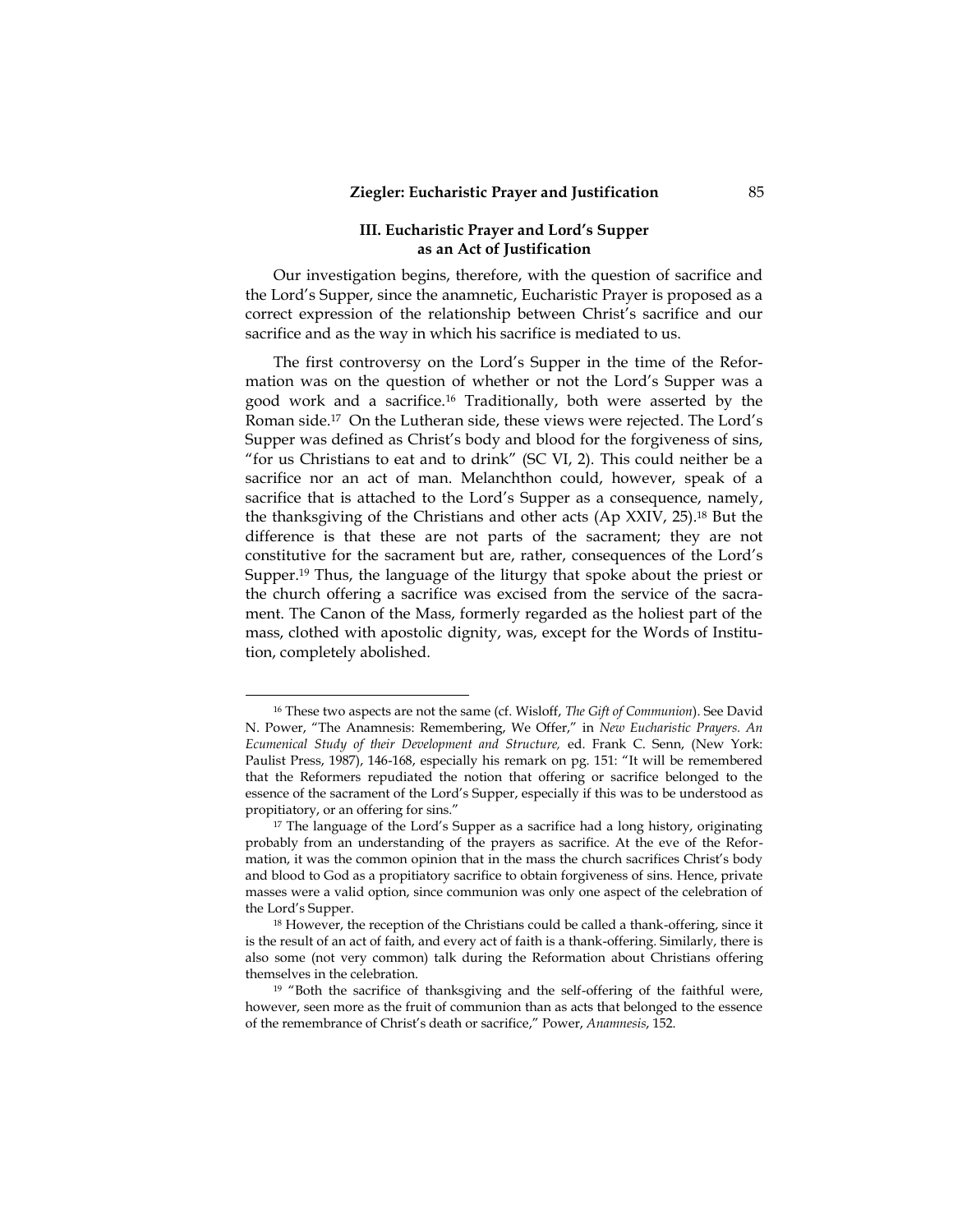### III. Eucharistic Prayer and Lord's Supper as an Act of Justification

Our investigation begins, therefore, with the question of sacrifice and the Lord's Supper, since the anamnetic, Eucharistic Prayer is proposed as a correct expression of the relationship between Christ's sacrifice and our sacrifice and as the way in which his sacrifice is mediated to us.

The first controversy on the Lord's Supper in the time of the Reformation was on the question of whether or not the Lord's Supper was a good work and a sacrifice.[16] Traditionally, both were asserted by the Roman side.[17] On the Lutheran side, these views were rejected. The Lord's Supper was defined as Christ's body and blood for the forgiveness of sins, "for us Christians to eat and to drink" (SC VI, 2). This could neither be a sacrifice nor an act of man. Melanchthon could, however, speak of a sacrifice that is attached to the Lord's Supper as a consequence, namely, the thanksgiving of the Christians and other acts (Ap XXIV, 25).[18] But the difference is that these are not parts of the sacrament; they are not constitutive for the sacrament but are, rather, consequences of the Lord's Supper.[19] Thus, the language of the liturgy that spoke about the priest or the church offering a sacrifice was excised from the service of the sacrament. The Canon of the Mass, formerly regarded as the holiest part of the mass, clothed with apostolic dignity, was, except for the Words of Institution, completely abolished.

---

[16] These two aspects are not the same (cf. Wisloff, *The Gift of Communion*). See David N. Power, "The Anamnesis: Remembering, We Offer," in *New Eucharistic Prayers. An Ecumenical Study of their Development and Structure,* ed. Frank C. Senn, (New York: Paulist Press, 1987), 146-168, especially his remark on pg. 151: "It will be remembered that the Reformers repudiated the notion that offering or sacrifice belonged to the essence of the sacrament of the Lord's Supper, especially if this was to be understood as propitiatory, or an offering for sins."

[17] The language of the Lord's Supper as a sacrifice had a long history, originating probably from an understanding of the prayers as sacrifice. At the eve of the Reformation, it was the common opinion that in the mass the church sacrifices Christ's body and blood to God as a propitiatory sacrifice to obtain forgiveness of sins. Hence, private masses were a valid option, since communion was only one aspect of the celebration of the Lord's Supper.

[18] However, the reception of the Christians could be called a thank-offering, since it is the result of an act of faith, and every act of faith is a thank-offering. Similarly, there is also some (not very common) talk during the Reformation about Christians offering themselves in the celebration.

[19] "Both the sacrifice of thanksgiving and the self-offering of the faithful were, however, seen more as the fruit of communion than as acts that belonged to the essence of the remembrance of Christ's death or sacrifice," Power, *Anamnesis*, 152.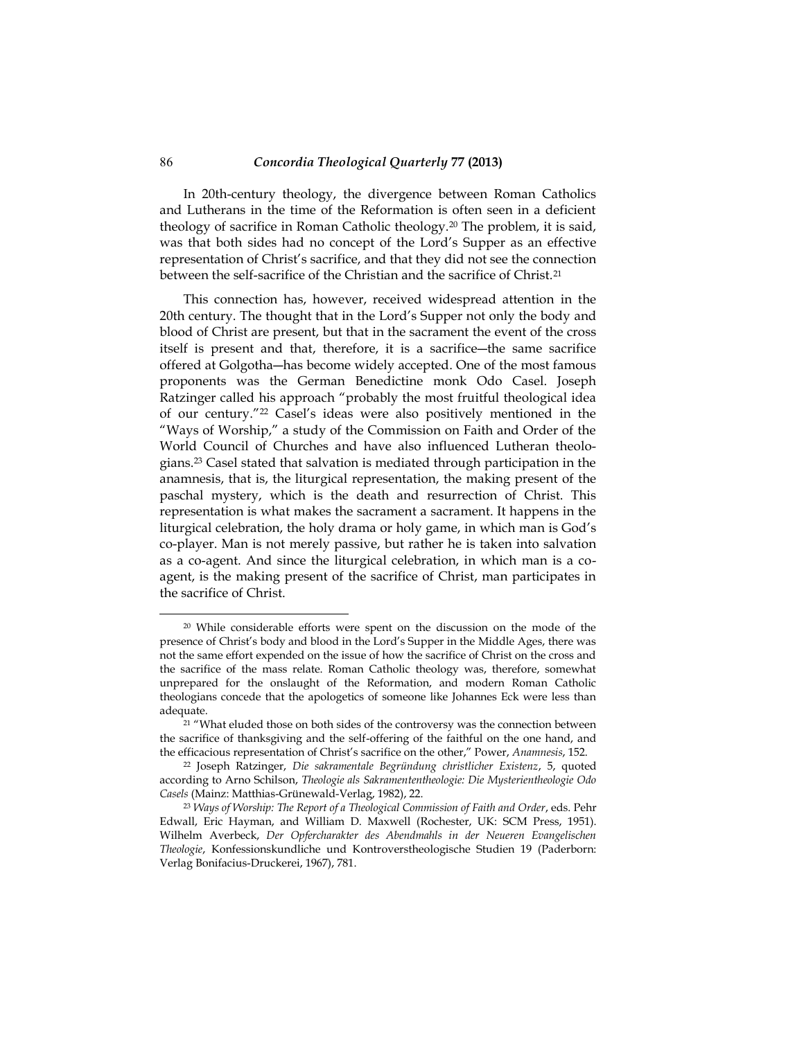In 20th-century theology, the divergence between Roman Catholics and Lutherans in the time of the Reformation is often seen in a deficient theology of sacrifice in Roman Catholic theology.[20] The problem, it is said, was that both sides had no concept of the Lord's Supper as an effective representation of Christ's sacrifice, and that they did not see the connection between the self-sacrifice of the Christian and the sacrifice of Christ.[21]

This connection has, however, received widespread attention in the 20th century. The thought that in the Lord's Supper not only the body and blood of Christ are present, but that in the sacrament the event of the cross itself is present and that, therefore, it is a sacrifice—the same sacrifice offered at Golgotha—has become widely accepted. One of the most famous proponents was the German Benedictine monk Odo Casel. Joseph Ratzinger called his approach "probably the most fruitful theological idea of our century."[22] Casel's ideas were also positively mentioned in the "Ways of Worship," a study of the Commission on Faith and Order of the World Council of Churches and have also influenced Lutheran theologians.[23] Casel stated that salvation is mediated through participation in the anamnesis, that is, the liturgical representation, the making present of the paschal mystery, which is the death and resurrection of Christ. This representation is what makes the sacrament a sacrament. It happens in the liturgical celebration, the holy drama or holy game, in which man is God's co-player. Man is not merely passive, but rather he is taken into salvation as a co-agent. And since the liturgical celebration, in which man is a co-agent, is the making present of the sacrifice of Christ, man participates in the sacrifice of Christ.

---

[20] While considerable efforts were spent on the discussion on the mode of the presence of Christ's body and blood in the Lord's Supper in the Middle Ages, there was not the same effort expended on the issue of how the sacrifice of Christ on the cross and the sacrifice of the mass relate. Roman Catholic theology was, therefore, somewhat unprepared for the onslaught of the Reformation, and modern Roman Catholic theologians concede that the apologetics of someone like Johannes Eck were less than adequate.

[21] "What eluded those on both sides of the controversy was the connection between the sacrifice of thanksgiving and the self-offering of the faithful on the one hand, and the efficacious representation of Christ's sacrifice on the other," Power, *Anamnesis*, 152.

[22] Joseph Ratzinger, *Die sakramentale Begründung christlicher Existenz*, 5, quoted according to Arno Schilson, *Theologie als Sakramententheologie: Die Mysterientheologie Odo Casels* (Mainz: Matthias-Grünewald-Verlag, 1982), 22.

[23] *Ways of Worship: The Report of a Theological Commission of Faith and Order*, eds. Pehr Edwall, Eric Hayman, and William D. Maxwell (Rochester, UK: SCM Press, 1951). Wilhelm Averbeck, *Der Opfercharakter des Abendmahls in der Neueren Evangelischen Theologie*, Konfessionskundliche und Kontroverstheologische Studien 19 (Paderborn: Verlag Bonifacius-Druckerei, 1967), 781.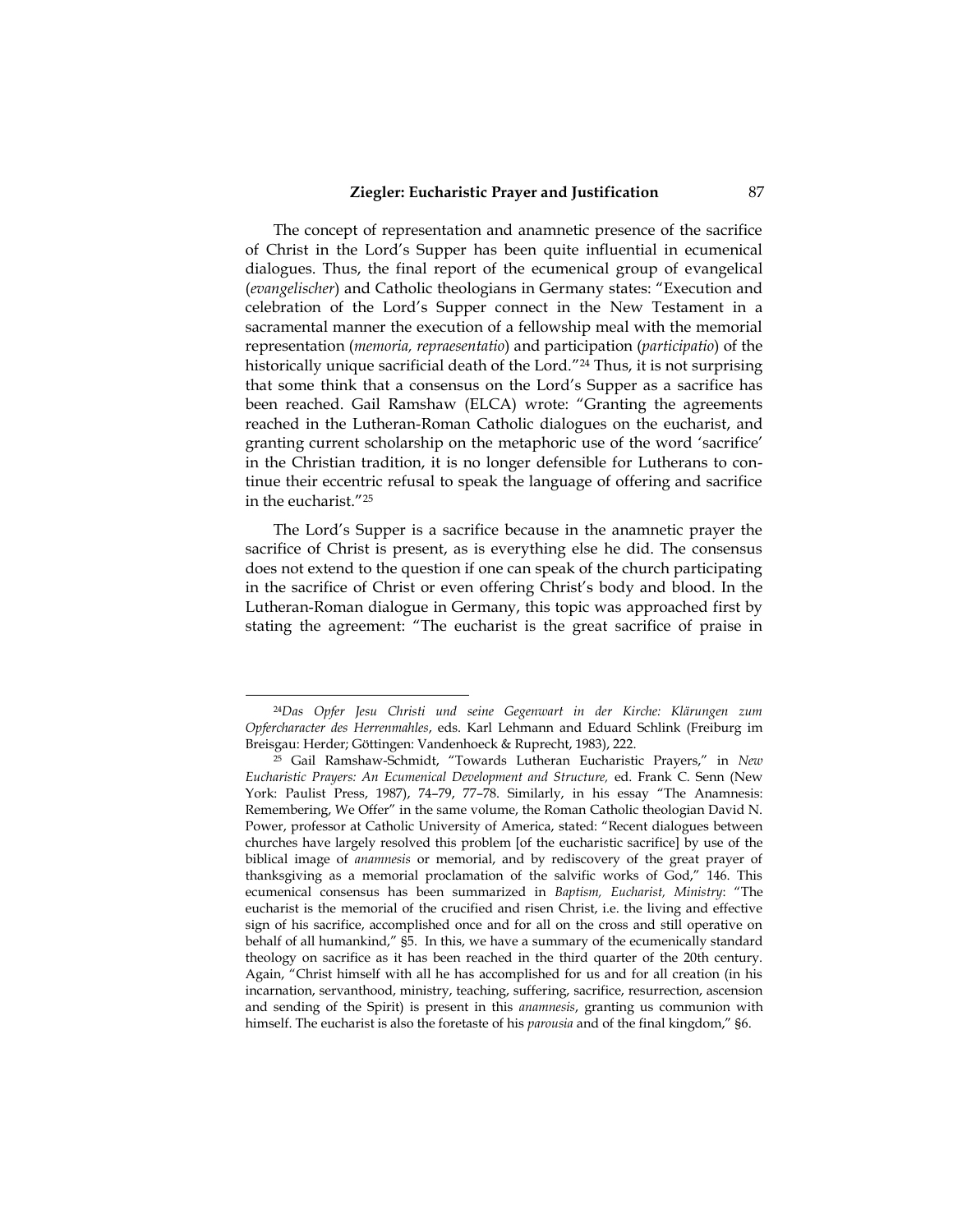The concept of representation and anamnetic presence of the sacrifice of Christ in the Lord's Supper has been quite influential in ecumenical dialogues. Thus, the final report of the ecumenical group of evangelical (*evangelischer*) and Catholic theologians in Germany states: "Execution and celebration of the Lord's Supper connect in the New Testament in a sacramental manner the execution of a fellowship meal with the memorial representation (*memoria, repraesentatio*) and participation (*participatio*) of the historically unique sacrificial death of the Lord."[24] Thus, it is not surprising that some think that a consensus on the Lord's Supper as a sacrifice has been reached. Gail Ramshaw (ELCA) wrote: "Granting the agreements reached in the Lutheran-Roman Catholic dialogues on the eucharist, and granting current scholarship on the metaphoric use of the word 'sacrifice' in the Christian tradition, it is no longer defensible for Lutherans to continue their eccentric refusal to speak the language of offering and sacrifice in the eucharist."[25]

The Lord's Supper is a sacrifice because in the anamnetic prayer the sacrifice of Christ is present, as is everything else he did. The consensus does not extend to the question if one can speak of the church participating in the sacrifice of Christ or even offering Christ's body and blood. In the Lutheran-Roman dialogue in Germany, this topic was approached first by stating the agreement: "The eucharist is the great sacrifice of praise in

---

[24]*Das Opfer Jesu Christi und seine Gegenwart in der Kirche: Klärungen zum Opfercharacter des Herrenmahles*, eds. Karl Lehmann and Eduard Schlink (Freiburg im Breisgau: Herder; Göttingen: Vandenhoeck & Ruprecht, 1983), 222.

[25] Gail Ramshaw-Schmidt, "Towards Lutheran Eucharistic Prayers," in *New Eucharistic Prayers: An Ecumenical Development and Structure,* ed. Frank C. Senn (New York: Paulist Press, 1987), 74–79, 77–78. Similarly, in his essay "The Anamnesis: Remembering, We Offer" in the same volume, the Roman Catholic theologian David N. Power, professor at Catholic University of America, stated: "Recent dialogues between churches have largely resolved this problem [of the eucharistic sacrifice] by use of the biblical image of *anamnesis* or memorial, and by rediscovery of the great prayer of thanksgiving as a memorial proclamation of the salvific works of God," 146. This ecumenical consensus has been summarized in *Baptism, Eucharist, Ministry*: "The eucharist is the memorial of the crucified and risen Christ, i.e. the living and effective sign of his sacrifice, accomplished once and for all on the cross and still operative on behalf of all humankind," §5. In this, we have a summary of the ecumenically standard theology on sacrifice as it has been reached in the third quarter of the 20th century. Again, "Christ himself with all he has accomplished for us and for all creation (in his incarnation, servanthood, ministry, teaching, suffering, sacrifice, resurrection, ascension and sending of the Spirit) is present in this *anamnesis*, granting us communion with himself. The eucharist is also the foretaste of his *parousia* and of the final kingdom," §6.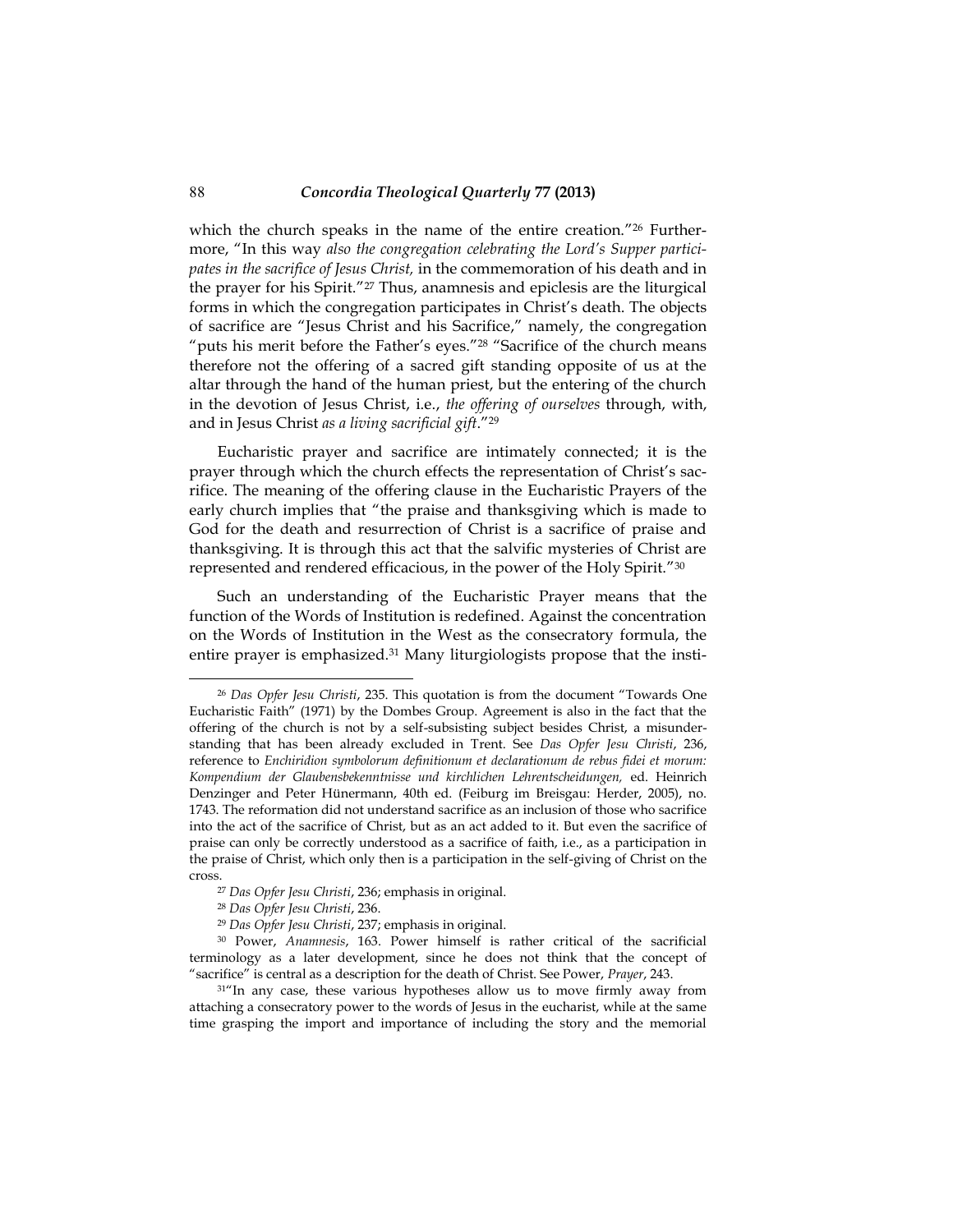which the church speaks in the name of the entire creation."[26] Furthermore, "In this way *also the congregation celebrating the Lord's Supper participates in the sacrifice of Jesus Christ,* in the commemoration of his death and in the prayer for his Spirit."[27] Thus, anamnesis and epiclesis are the liturgical forms in which the congregation participates in Christ's death. The objects of sacrifice are "Jesus Christ and his Sacrifice," namely, the congregation "puts his merit before the Father's eyes."[28] "Sacrifice of the church means therefore not the offering of a sacred gift standing opposite of us at the altar through the hand of the human priest, but the entering of the church in the devotion of Jesus Christ, i.e., *the offering of ourselves* through, with, and in Jesus Christ *as a living sacrificial gift*."[29]

Eucharistic prayer and sacrifice are intimately connected; it is the prayer through which the church effects the representation of Christ's sacrifice. The meaning of the offering clause in the Eucharistic Prayers of the early church implies that "the praise and thanksgiving which is made to God for the death and resurrection of Christ is a sacrifice of praise and thanksgiving. It is through this act that the salvific mysteries of Christ are represented and rendered efficacious, in the power of the Holy Spirit."[30]

Such an understanding of the Eucharistic Prayer means that the function of the Words of Institution is redefined. Against the concentration on the Words of Institution in the West as the consecratory formula, the entire prayer is emphasized.[31] Many liturgiologists propose that the insti-

---

[26] *Das Opfer Jesu Christi*, 235. This quotation is from the document "Towards One Eucharistic Faith" (1971) by the Dombes Group. Agreement is also in the fact that the offering of the church is not by a self-subsisting subject besides Christ, a misunderstanding that has been already excluded in Trent. See *Das Opfer Jesu Christi*, 236, reference to *Enchiridion symbolorum definitionum et declarationum de rebus fidei et morum: Kompendium der Glaubensbekenntnisse und kirchlichen Lehrentscheidungen,* ed. Heinrich Denzinger and Peter Hünermann, 40th ed. (Feiburg im Breisgau: Herder, 2005), no. 1743. The reformation did not understand sacrifice as an inclusion of those who sacrifice into the act of the sacrifice of Christ, but as an act added to it. But even the sacrifice of praise can only be correctly understood as a sacrifice of faith, i.e., as a participation in the praise of Christ, which only then is a participation in the self-giving of Christ on the cross.

[27] *Das Opfer Jesu Christi*, 236; emphasis in original.

[28] *Das Opfer Jesu Christi*, 236.

[29] *Das Opfer Jesu Christi*, 237; emphasis in original.

[30] Power, *Anamnesis*, 163. Power himself is rather critical of the sacrificial terminology as a later development, since he does not think that the concept of "sacrifice" is central as a description for the death of Christ. See Power, *Prayer*, 243.

[31] "In any case, these various hypotheses allow us to move firmly away from attaching a consecratory power to the words of Jesus in the eucharist, while at the same time grasping the import and importance of including the story and the memorial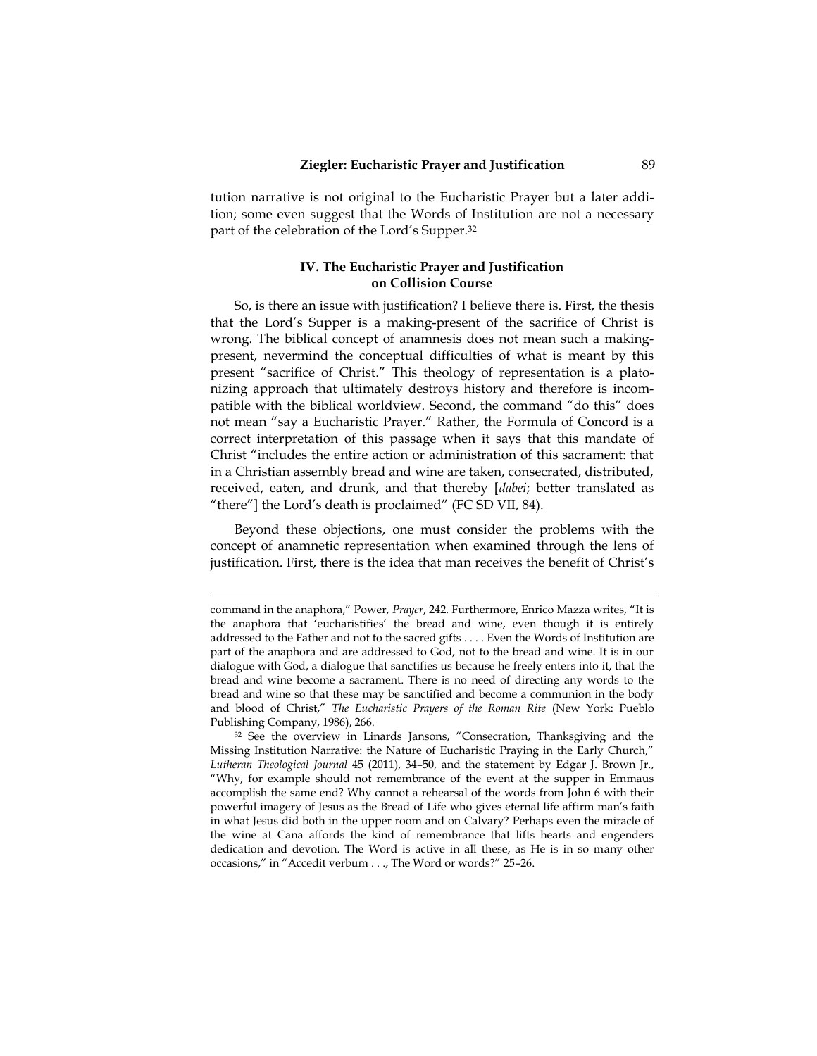tution narrative is not original to the Eucharistic Prayer but a later addition; some even suggest that the Words of Institution are not a necessary part of the celebration of the Lord's Supper.[32]

### IV. The Eucharistic Prayer and Justification on Collision Course

So, is there an issue with justification? I believe there is. First, the thesis that the Lord's Supper is a making-present of the sacrifice of Christ is wrong. The biblical concept of anamnesis does not mean such a making-present, nevermind the conceptual difficulties of what is meant by this present "sacrifice of Christ." This theology of representation is a platonizing approach that ultimately destroys history and therefore is incompatible with the biblical worldview. Second, the command "do this" does not mean "say a Eucharistic Prayer." Rather, the Formula of Concord is a correct interpretation of this passage when it says that this mandate of Christ "includes the entire action or administration of this sacrament: that in a Christian assembly bread and wine are taken, consecrated, distributed, received, eaten, and drunk, and that thereby [*dabei*; better translated as "there"] the Lord's death is proclaimed" (FC SD VII, 84).

Beyond these objections, one must consider the problems with the concept of anamnetic representation when examined through the lens of justification. First, there is the idea that man receives the benefit of Christ's

---

command in the anaphora," Power, *Prayer*, 242. Furthermore, Enrico Mazza writes, "It is the anaphora that 'eucharistifies' the bread and wine, even though it is entirely addressed to the Father and not to the sacred gifts . . . . Even the Words of Institution are part of the anaphora and are addressed to God, not to the bread and wine. It is in our dialogue with God, a dialogue that sanctifies us because he freely enters into it, that the bread and wine become a sacrament. There is no need of directing any words to the bread and wine so that these may be sanctified and become a communion in the body and blood of Christ," *The Eucharistic Prayers of the Roman Rite* (New York: Pueblo Publishing Company, 1986), 266.

[32] See the overview in Linards Jansons, "Consecration, Thanksgiving and the Missing Institution Narrative: the Nature of Eucharistic Praying in the Early Church," *Lutheran Theological Journal* 45 (2011), 34–50, and the statement by Edgar J. Brown Jr., "Why, for example should not remembrance of the event at the supper in Emmaus accomplish the same end? Why cannot a rehearsal of the words from John 6 with their powerful imagery of Jesus as the Bread of Life who gives eternal life affirm man's faith in what Jesus did both in the upper room and on Calvary? Perhaps even the miracle of the wine at Cana affords the kind of remembrance that lifts hearts and engenders dedication and devotion. The Word is active in all these, as He is in so many other occasions," in "Accedit verbum . . ., The Word or words?" 25–26.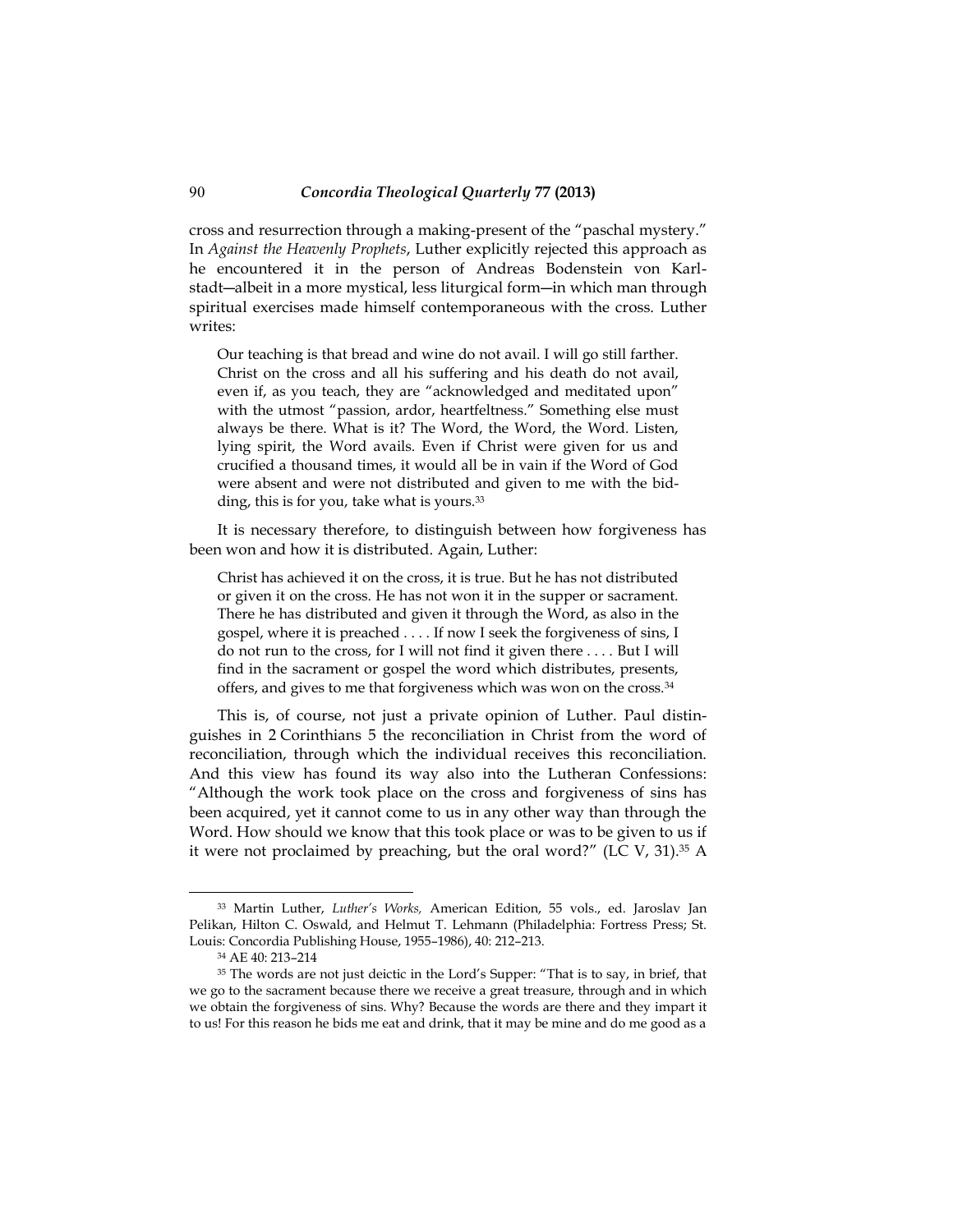cross and resurrection through a making-present of the "paschal mystery." In *Against the Heavenly Prophets*, Luther explicitly rejected this approach as he encountered it in the person of Andreas Bodenstein von Karlstadt—albeit in a more mystical, less liturgical form—in which man through spiritual exercises made himself contemporaneous with the cross. Luther writes:

> Our teaching is that bread and wine do not avail. I will go still farther. Christ on the cross and all his suffering and his death do not avail, even if, as you teach, they are "acknowledged and meditated upon" with the utmost "passion, ardor, heartfeltness." Something else must always be there. What is it? The Word, the Word, the Word. Listen, lying spirit, the Word avails. Even if Christ were given for us and crucified a thousand times, it would all be in vain if the Word of God were absent and were not distributed and given to me with the bidding, this is for you, take what is yours.[33]

It is necessary therefore, to distinguish between how forgiveness has been won and how it is distributed. Again, Luther:

> Christ has achieved it on the cross, it is true. But he has not distributed or given it on the cross. He has not won it in the supper or sacrament. There he has distributed and given it through the Word, as also in the gospel, where it is preached . . . . If now I seek the forgiveness of sins, I do not run to the cross, for I will not find it given there . . . . But I will find in the sacrament or gospel the word which distributes, presents, offers, and gives to me that forgiveness which was won on the cross.[34]

This is, of course, not just a private opinion of Luther. Paul distinguishes in 2 Corinthians 5 the reconciliation in Christ from the word of reconciliation, through which the individual receives this reconciliation. And this view has found its way also into the Lutheran Confessions: "Although the work took place on the cross and forgiveness of sins has been acquired, yet it cannot come to us in any other way than through the Word. How should we know that this took place or was to be given to us if it were not proclaimed by preaching, but the oral word?" (LC V, 31).[35] A

---

[33] Martin Luther, *Luther's Works,* American Edition, 55 vols., ed. Jaroslav Jan Pelikan, Hilton C. Oswald, and Helmut T. Lehmann (Philadelphia: Fortress Press; St. Louis: Concordia Publishing House, 1955–1986), 40: 212–213.

[34] AE 40: 213–214

[35] The words are not just deictic in the Lord's Supper: "That is to say, in brief, that we go to the sacrament because there we receive a great treasure, through and in which we obtain the forgiveness of sins. Why? Because the words are there and they impart it to us! For this reason he bids me eat and drink, that it may be mine and do me good as a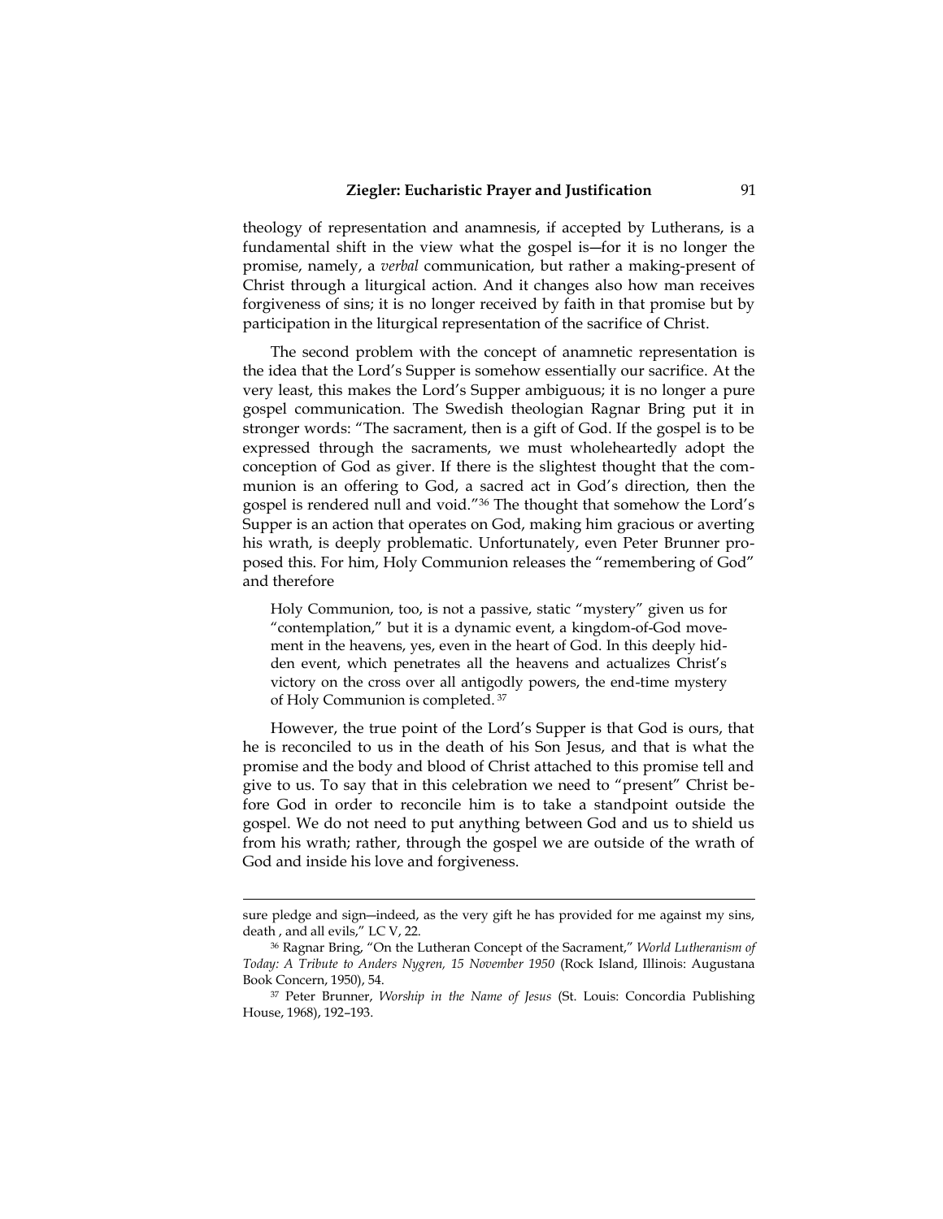theology of representation and anamnesis, if accepted by Lutherans, is a fundamental shift in the view what the gospel is—for it is no longer the promise, namely, a *verbal* communication, but rather a making-present of Christ through a liturgical action. And it changes also how man receives forgiveness of sins; it is no longer received by faith in that promise but by participation in the liturgical representation of the sacrifice of Christ.

The second problem with the concept of anamnetic representation is the idea that the Lord's Supper is somehow essentially our sacrifice. At the very least, this makes the Lord's Supper ambiguous; it is no longer a pure gospel communication. The Swedish theologian Ragnar Bring put it in stronger words: "The sacrament, then is a gift of God. If the gospel is to be expressed through the sacraments, we must wholeheartedly adopt the conception of God as giver. If there is the slightest thought that the communion is an offering to God, a sacred act in God's direction, then the gospel is rendered null and void."[36] The thought that somehow the Lord's Supper is an action that operates on God, making him gracious or averting his wrath, is deeply problematic. Unfortunately, even Peter Brunner proposed this. For him, Holy Communion releases the "remembering of God" and therefore

> Holy Communion, too, is not a passive, static "mystery" given us for "contemplation," but it is a dynamic event, a kingdom-of-God movement in the heavens, yes, even in the heart of God. In this deeply hidden event, which penetrates all the heavens and actualizes Christ's victory on the cross over all antigodly powers, the end-time mystery of Holy Communion is completed.[37]

However, the true point of the Lord's Supper is that God is ours, that he is reconciled to us in the death of his Son Jesus, and that is what the promise and the body and blood of Christ attached to this promise tell and give to us. To say that in this celebration we need to "present" Christ before God in order to reconcile him is to take a standpoint outside the gospel. We do not need to put anything between God and us to shield us from his wrath; rather, through the gospel we are outside of the wrath of God and inside his love and forgiveness.

---

sure pledge and sign—indeed, as the very gift he has provided for me against my sins, death , and all evils," LC V, 22.

[36] Ragnar Bring, "On the Lutheran Concept of the Sacrament," *World Lutheranism of Today: A Tribute to Anders Nygren, 15 November 1950* (Rock Island, Illinois: Augustana Book Concern, 1950), 54.

[37] Peter Brunner, *Worship in the Name of Jesus* (St. Louis: Concordia Publishing House, 1968), 192–193.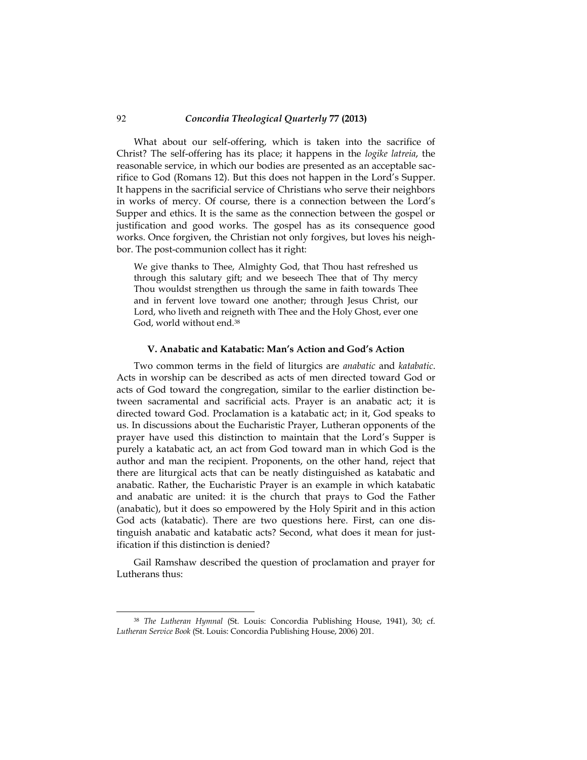What about our self-offering, which is taken into the sacrifice of Christ? The self-offering has its place; it happens in the *logike latreia*, the reasonable service, in which our bodies are presented as an acceptable sacrifice to God (Romans 12). But this does not happen in the Lord's Supper. It happens in the sacrificial service of Christians who serve their neighbors in works of mercy. Of course, there is a connection between the Lord's Supper and ethics. It is the same as the connection between the gospel or justification and good works. The gospel has as its consequence good works. Once forgiven, the Christian not only forgives, but loves his neighbor. The post-communion collect has it right:

> We give thanks to Thee, Almighty God, that Thou hast refreshed us through this salutary gift; and we beseech Thee that of Thy mercy Thou wouldst strengthen us through the same in faith towards Thee and in fervent love toward one another; through Jesus Christ, our Lord, who liveth and reigneth with Thee and the Holy Ghost, ever one God, world without end.[38]

### V. Anabatic and Katabatic: Man's Action and God's Action

Two common terms in the field of liturgics are *anabatic* and *katabatic*. Acts in worship can be described as acts of men directed toward God or acts of God toward the congregation, similar to the earlier distinction between sacramental and sacrificial acts. Prayer is an anabatic act; it is directed toward God. Proclamation is a katabatic act; in it, God speaks to us. In discussions about the Eucharistic Prayer, Lutheran opponents of the prayer have used this distinction to maintain that the Lord's Supper is purely a katabatic act, an act from God toward man in which God is the author and man the recipient. Proponents, on the other hand, reject that there are liturgical acts that can be neatly distinguished as katabatic and anabatic. Rather, the Eucharistic Prayer is an example in which katabatic and anabatic are united: it is the church that prays to God the Father (anabatic), but it does so empowered by the Holy Spirit and in this action God acts (katabatic). There are two questions here. First, can one distinguish anabatic and katabatic acts? Second, what does it mean for justification if this distinction is denied?

Gail Ramshaw described the question of proclamation and prayer for Lutherans thus:

---

[38] *The Lutheran Hymnal* (St. Louis: Concordia Publishing House, 1941), 30; cf. *Lutheran Service Book* (St. Louis: Concordia Publishing House, 2006) 201.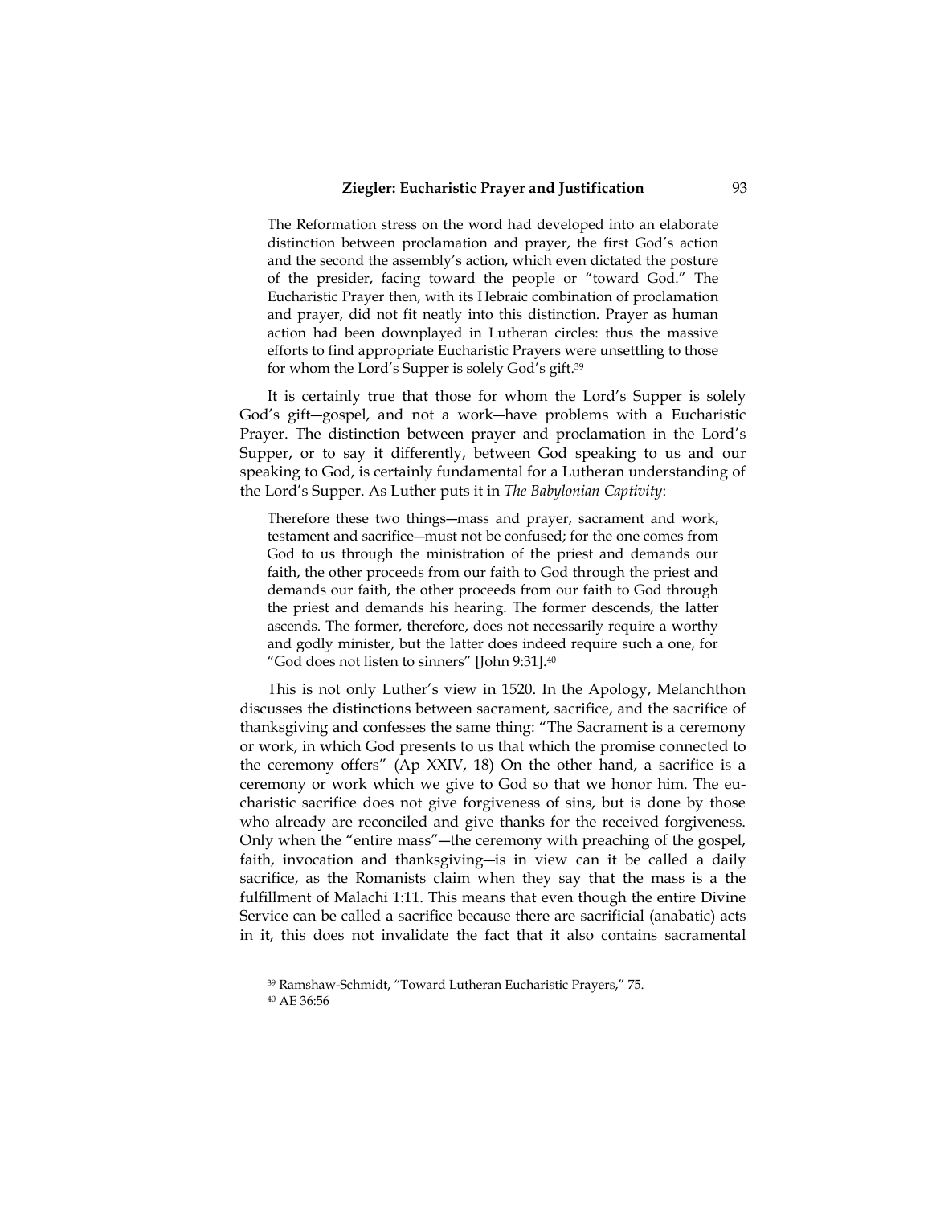> The Reformation stress on the word had developed into an elaborate distinction between proclamation and prayer, the first God's action and the second the assembly's action, which even dictated the posture of the presider, facing toward the people or "toward God." The Eucharistic Prayer then, with its Hebraic combination of proclamation and prayer, did not fit neatly into this distinction. Prayer as human action had been downplayed in Lutheran circles: thus the massive efforts to find appropriate Eucharistic Prayers were unsettling to those for whom the Lord's Supper is solely God's gift.[39]

It is certainly true that those for whom the Lord's Supper is solely God's gift—gospel, and not a work—have problems with a Eucharistic Prayer. The distinction between prayer and proclamation in the Lord's Supper, or to say it differently, between God speaking to us and our speaking to God, is certainly fundamental for a Lutheran understanding of the Lord's Supper. As Luther puts it in *The Babylonian Captivity*:

> Therefore these two things—mass and prayer, sacrament and work, testament and sacrifice—must not be confused; for the one comes from God to us through the ministration of the priest and demands our faith, the other proceeds from our faith to God through the priest and demands our faith, the other proceeds from our faith to God through the priest and demands his hearing. The former descends, the latter ascends. The former, therefore, does not necessarily require a worthy and godly minister, but the latter does indeed require such a one, for "God does not listen to sinners" [John 9:31].[40]

This is not only Luther's view in 1520. In the Apology, Melanchthon discusses the distinctions between sacrament, sacrifice, and the sacrifice of thanksgiving and confesses the same thing: "The Sacrament is a ceremony or work, in which God presents to us that which the promise connected to the ceremony offers" (Ap XXIV, 18) On the other hand, a sacrifice is a ceremony or work which we give to God so that we honor him. The eucharistic sacrifice does not give forgiveness of sins, but is done by those who already are reconciled and give thanks for the received forgiveness. Only when the "entire mass"—the ceremony with preaching of the gospel, faith, invocation and thanksgiving—is in view can it be called a daily sacrifice, as the Romanists claim when they say that the mass is a the fulfillment of Malachi 1:11. This means that even though the entire Divine Service can be called a sacrifice because there are sacrificial (anabatic) acts in it, this does not invalidate the fact that it also contains sacramental

---

[39] Ramshaw-Schmidt, "Toward Lutheran Eucharistic Prayers," 75.

[40] AE 36:56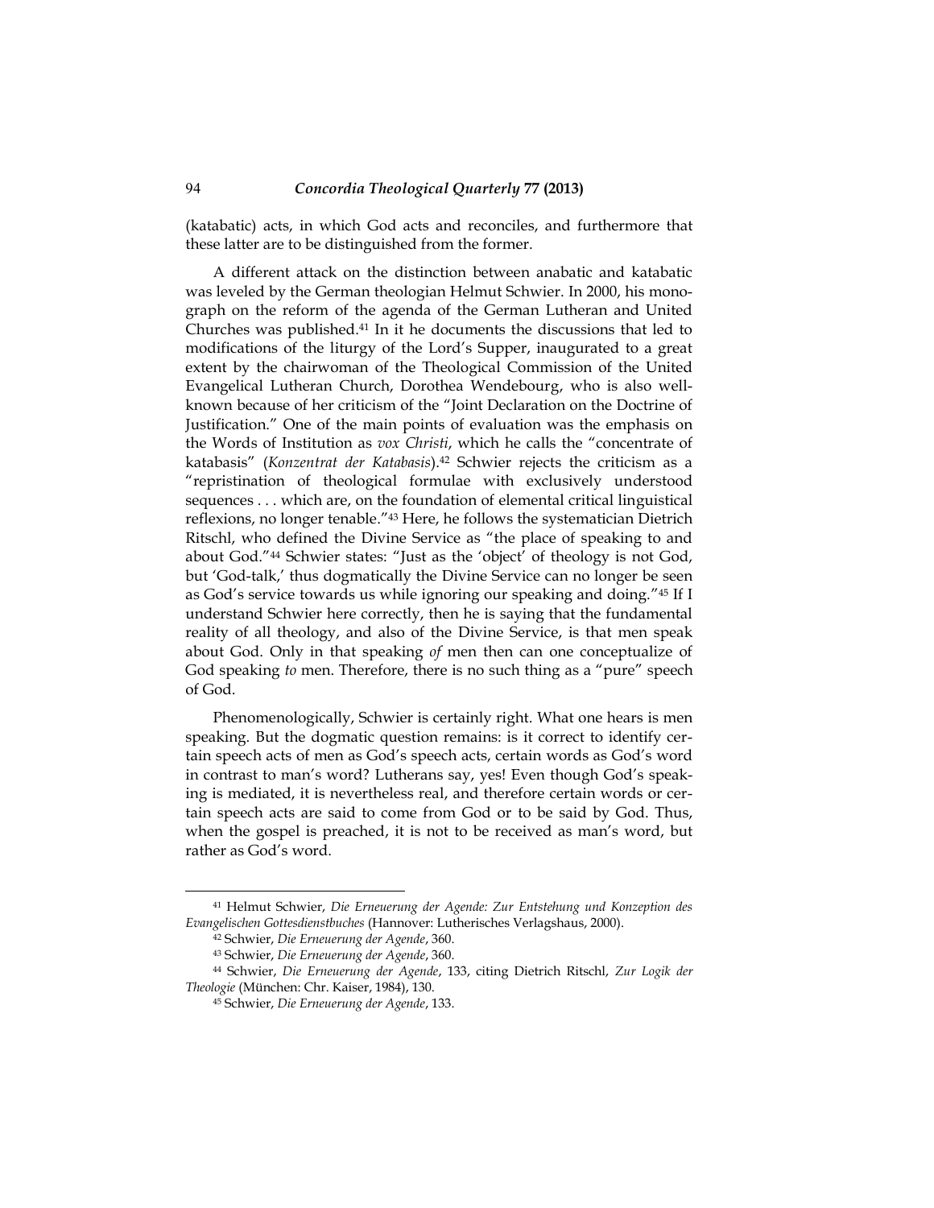(katabatic) acts, in which God acts and reconciles, and furthermore that these latter are to be distinguished from the former.

A different attack on the distinction between anabatic and katabatic was leveled by the German theologian Helmut Schwier. In 2000, his monograph on the reform of the agenda of the German Lutheran and United Churches was published.[41] In it he documents the discussions that led to modifications of the liturgy of the Lord's Supper, inaugurated to a great extent by the chairwoman of the Theological Commission of the United Evangelical Lutheran Church, Dorothea Wendebourg, who is also well-known because of her criticism of the "Joint Declaration on the Doctrine of Justification." One of the main points of evaluation was the emphasis on the Words of Institution as *vox Christi*, which he calls the "concentrate of katabasis" (*Konzentrat der Katabasis*).[42] Schwier rejects the criticism as a "repristination of theological formulae with exclusively understood sequences . . . which are, on the foundation of elemental critical linguistical reflexions, no longer tenable."[43] Here, he follows the systematician Dietrich Ritschl, who defined the Divine Service as "the place of speaking to and about God."[44] Schwier states: "Just as the 'object' of theology is not God, but 'God-talk,' thus dogmatically the Divine Service can no longer be seen as God's service towards us while ignoring our speaking and doing."[45] If I understand Schwier here correctly, then he is saying that the fundamental reality of all theology, and also of the Divine Service, is that men speak about God. Only in that speaking *of* men then can one conceptualize of God speaking *to* men. Therefore, there is no such thing as a "pure" speech of God.

Phenomenologically, Schwier is certainly right. What one hears is men speaking. But the dogmatic question remains: is it correct to identify certain speech acts of men as God's speech acts, certain words as God's word in contrast to man's word? Lutherans say, yes! Even though God's speaking is mediated, it is nevertheless real, and therefore certain words or certain speech acts are said to come from God or to be said by God. Thus, when the gospel is preached, it is not to be received as man's word, but rather as God's word.

---

[41] Helmut Schwier, *Die Erneuerung der Agende: Zur Entstehung und Konzeption des Evangelischen Gottesdienstbuches* (Hannover: Lutherisches Verlagshaus, 2000).

[42] Schwier, *Die Erneuerung der Agende*, 360.

[43] Schwier, *Die Erneuerung der Agende*, 360.

[44] Schwier, *Die Erneuerung der Agende*, 133, citing Dietrich Ritschl, *Zur Logik der Theologie* (München: Chr. Kaiser, 1984), 130.

[45] Schwier, *Die Erneuerung der Agende*, 133.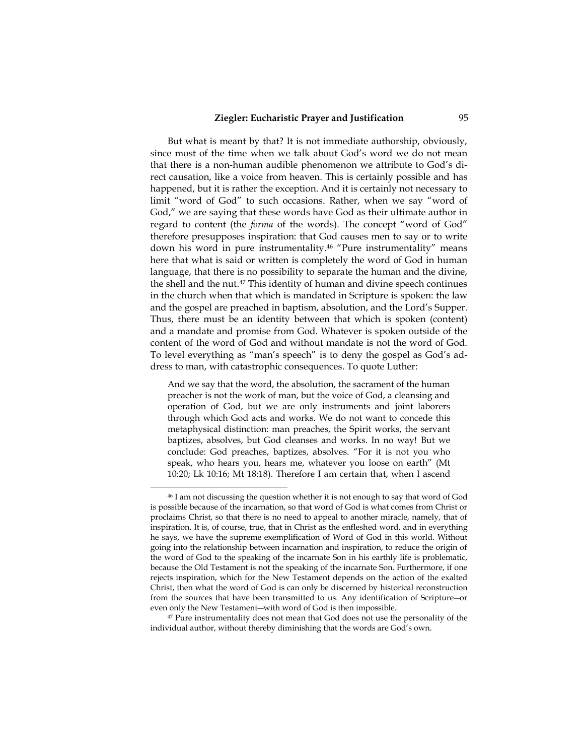But what is meant by that? It is not immediate authorship, obviously, since most of the time when we talk about God's word we do not mean that there is a non-human audible phenomenon we attribute to God's direct causation, like a voice from heaven. This is certainly possible and has happened, but it is rather the exception. And it is certainly not necessary to limit "word of God" to such occasions. Rather, when we say "word of God," we are saying that these words have God as their ultimate author in regard to content (the *forma* of the words). The concept "word of God" therefore presupposes inspiration: that God causes men to say or to write down his word in pure instrumentality.[46] "Pure instrumentality" means here that what is said or written is completely the word of God in human language, that there is no possibility to separate the human and the divine, the shell and the nut.[47] This identity of human and divine speech continues in the church when that which is mandated in Scripture is spoken: the law and the gospel are preached in baptism, absolution, and the Lord's Supper. Thus, there must be an identity between that which is spoken (content) and a mandate and promise from God. Whatever is spoken outside of the content of the word of God and without mandate is not the word of God. To level everything as "man's speech" is to deny the gospel as God's address to man, with catastrophic consequences. To quote Luther:

> And we say that the word, the absolution, the sacrament of the human preacher is not the work of man, but the voice of God, a cleansing and operation of God, but we are only instruments and joint laborers through which God acts and works. We do not want to concede this metaphysical distinction: man preaches, the Spirit works, the servant baptizes, absolves, but God cleanses and works. In no way! But we conclude: God preaches, baptizes, absolves. "For it is not you who speak, who hears you, hears me, whatever you loose on earth" (Mt 10:20; Lk 10:16; Mt 18:18). Therefore I am certain that, when I ascend

---

[46] I am not discussing the question whether it is not enough to say that word of God is possible because of the incarnation, so that word of God is what comes from Christ or proclaims Christ, so that there is no need to appeal to another miracle, namely, that of inspiration. It is, of course, true, that in Christ as the enfleshed word, and in everything he says, we have the supreme exemplification of Word of God in this world. Without going into the relationship between incarnation and inspiration, to reduce the origin of the word of God to the speaking of the incarnate Son in his earthly life is problematic, because the Old Testament is not the speaking of the incarnate Son. Furthermore, if one rejects inspiration, which for the New Testament depends on the action of the exalted Christ, then what the word of God is can only be discerned by historical reconstruction from the sources that have been transmitted to us. Any identification of Scripture—or even only the New Testament—with word of God is then impossible.

[47] Pure instrumentality does not mean that God does not use the personality of the individual author, without thereby diminishing that the words are God's own.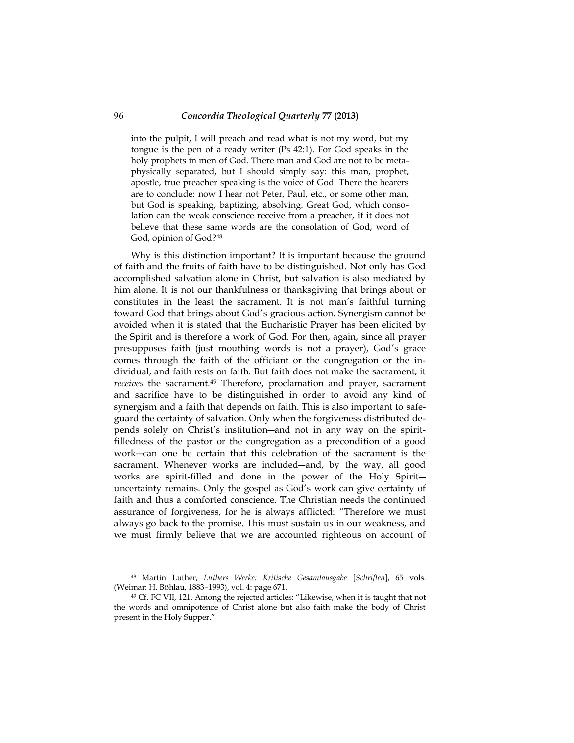into the pulpit, I will preach and read what is not my word, but my tongue is the pen of a ready writer (Ps 42:1). For God speaks in the holy prophets in men of God. There man and God are not to be metaphysically separated, but I should simply say: this man, prophet, apostle, true preacher speaking is the voice of God. There the hearers are to conclude: now I hear not Peter, Paul, etc., or some other man, but God is speaking, baptizing, absolving. Great God, which consolation can the weak conscience receive from a preacher, if it does not believe that these same words are the consolation of God, word of God, opinion of God?[48]

Why is this distinction important? It is important because the ground of faith and the fruits of faith have to be distinguished. Not only has God accomplished salvation alone in Christ, but salvation is also mediated by him alone. It is not our thankfulness or thanksgiving that brings about or constitutes in the least the sacrament. It is not man's faithful turning toward God that brings about God's gracious action. Synergism cannot be avoided when it is stated that the Eucharistic Prayer has been elicited by the Spirit and is therefore a work of God. For then, again, since all prayer presupposes faith (just mouthing words is not a prayer), God's grace comes through the faith of the officiant or the congregation or the individual, and faith rests on faith. But faith does not make the sacrament, it *receives* the sacrament.[49] Therefore, proclamation and prayer, sacrament and sacrifice have to be distinguished in order to avoid any kind of synergism and a faith that depends on faith. This is also important to safeguard the certainty of salvation. Only when the forgiveness distributed depends solely on Christ's institution—and not in any way on the spirit-filledness of the pastor or the congregation as a precondition of a good work—can one be certain that this celebration of the sacrament is the sacrament. Whenever works are included—and, by the way, all good works are spirit-filled and done in the power of the Holy Spirit—uncertainty remains. Only the gospel as God's work can give certainty of faith and thus a comforted conscience. The Christian needs the continued assurance of forgiveness, for he is always afflicted: "Therefore we must always go back to the promise. This must sustain us in our weakness, and we must firmly believe that we are accounted righteous on account of

---

[48] Martin Luther, *Luthers Werke: Kritische Gesamtausgabe* [*Schriften*], 65 vols. (Weimar: H. Böhlau, 1883–1993), vol. 4: page 671.

[49] Cf. FC VII, 121. Among the rejected articles: "Likewise, when it is taught that not the words and omnipotence of Christ alone but also faith make the body of Christ present in the Holy Supper."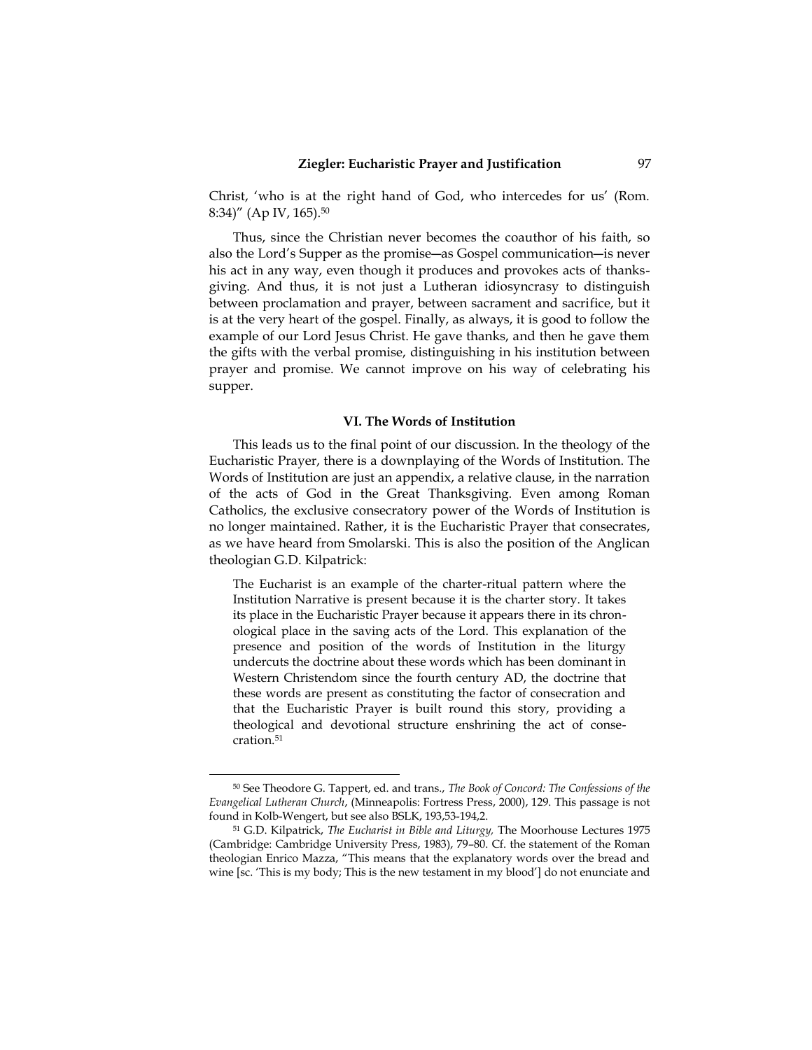Christ, 'who is at the right hand of God, who intercedes for us' (Rom. 8:34)" (Ap IV, 165).[50]

Thus, since the Christian never becomes the coauthor of his faith, so also the Lord's Supper as the promise—as Gospel communication—is never his act in any way, even though it produces and provokes acts of thanksgiving. And thus, it is not just a Lutheran idiosyncrasy to distinguish between proclamation and prayer, between sacrament and sacrifice, but it is at the very heart of the gospel. Finally, as always, it is good to follow the example of our Lord Jesus Christ. He gave thanks, and then he gave them the gifts with the verbal promise, distinguishing in his institution between prayer and promise. We cannot improve on his way of celebrating his supper.

### VI. The Words of Institution

This leads us to the final point of our discussion. In the theology of the Eucharistic Prayer, there is a downplaying of the Words of Institution. The Words of Institution are just an appendix, a relative clause, in the narration of the acts of God in the Great Thanksgiving. Even among Roman Catholics, the exclusive consecratory power of the Words of Institution is no longer maintained. Rather, it is the Eucharistic Prayer that consecrates, as we have heard from Smolarski. This is also the position of the Anglican theologian G.D. Kilpatrick:

> The Eucharist is an example of the charter-ritual pattern where the Institution Narrative is present because it is the charter story. It takes its place in the Eucharistic Prayer because it appears there in its chronological place in the saving acts of the Lord. This explanation of the presence and position of the words of Institution in the liturgy undercuts the doctrine about these words which has been dominant in Western Christendom since the fourth century AD, the doctrine that these words are present as constituting the factor of consecration and that the Eucharistic Prayer is built round this story, providing a theological and devotional structure enshrining the act of consecration.[51]

---

[50] See Theodore G. Tappert, ed. and trans., *The Book of Concord: The Confessions of the Evangelical Lutheran Church*, (Minneapolis: Fortress Press, 2000), 129. This passage is not found in Kolb-Wengert, but see also BSLK, 193,53-194,2.

[51] G.D. Kilpatrick, *The Eucharist in Bible and Liturgy,* The Moorhouse Lectures 1975 (Cambridge: Cambridge University Press, 1983), 79–80. Cf. the statement of the Roman theologian Enrico Mazza, "This means that the explanatory words over the bread and wine [sc. 'This is my body; This is the new testament in my blood'] do not enunciate and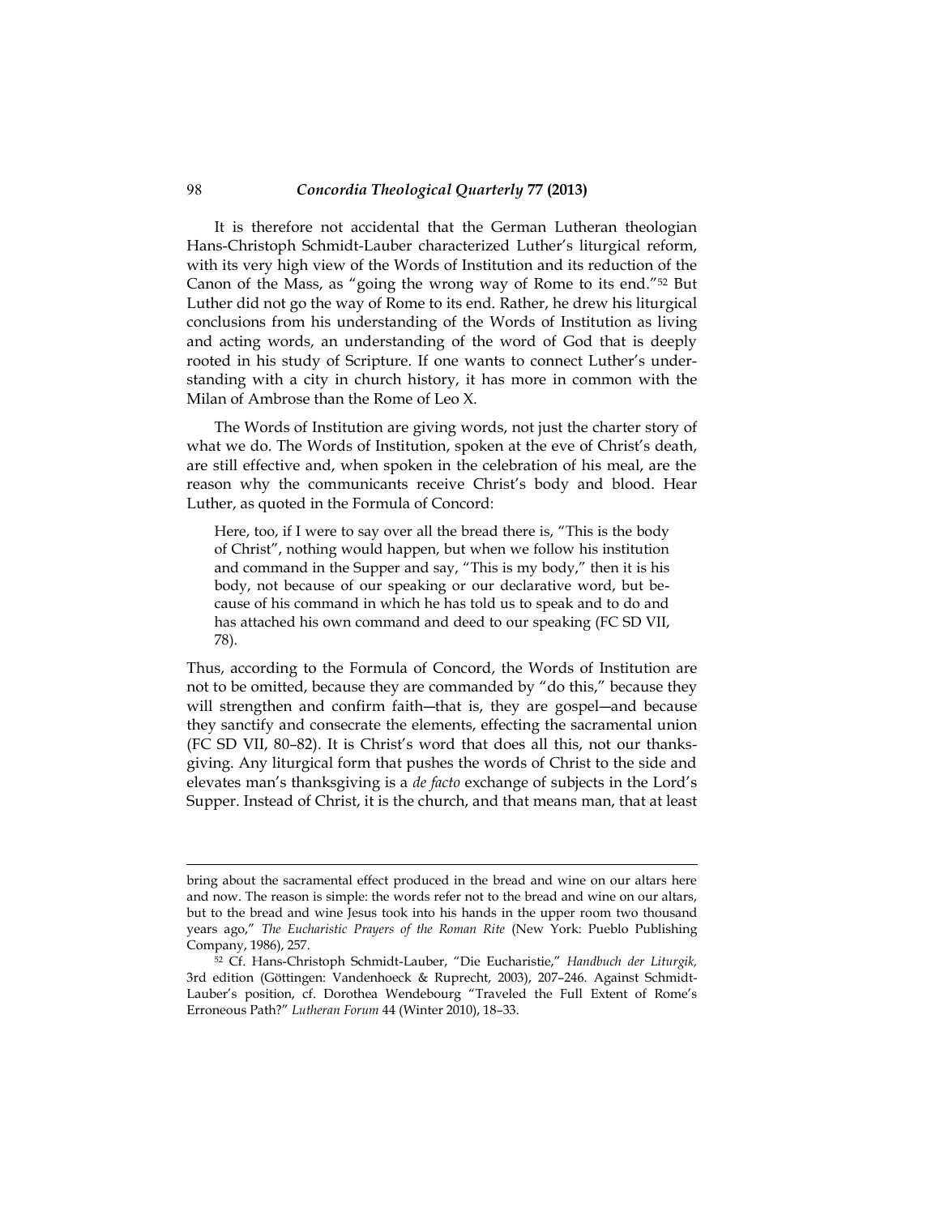It is therefore not accidental that the German Lutheran theologian Hans-Christoph Schmidt-Lauber characterized Luther's liturgical reform, with its very high view of the Words of Institution and its reduction of the Canon of the Mass, as "going the wrong way of Rome to its end."[52] But Luther did not go the way of Rome to its end. Rather, he drew his liturgical conclusions from his understanding of the Words of Institution as living and acting words, an understanding of the word of God that is deeply rooted in his study of Scripture. If one wants to connect Luther's understanding with a city in church history, it has more in common with the Milan of Ambrose than the Rome of Leo X.

The Words of Institution are giving words, not just the charter story of what we do. The Words of Institution, spoken at the eve of Christ's death, are still effective and, when spoken in the celebration of his meal, are the reason why the communicants receive Christ's body and blood. Hear Luther, as quoted in the Formula of Concord:

> Here, too, if I were to say over all the bread there is, "This is the body of Christ", nothing would happen, but when we follow his institution and command in the Supper and say, "This is my body," then it is his body, not because of our speaking or our declarative word, but because of his command in which he has told us to speak and to do and has attached his own command and deed to our speaking (FC SD VII, 78).

Thus, according to the Formula of Concord, the Words of Institution are not to be omitted, because they are commanded by "do this," because they will strengthen and confirm faith—that is, they are gospel—and because they sanctify and consecrate the elements, effecting the sacramental union (FC SD VII, 80–82). It is Christ's word that does all this, not our thanksgiving. Any liturgical form that pushes the words of Christ to the side and elevates man's thanksgiving is a *de facto* exchange of subjects in the Lord's Supper. Instead of Christ, it is the church, and that means man, that at least

---

bring about the sacramental effect produced in the bread and wine on our altars here and now. The reason is simple: the words refer not to the bread and wine on our altars, but to the bread and wine Jesus took into his hands in the upper room two thousand years ago," *The Eucharistic Prayers of the Roman Rite* (New York: Pueblo Publishing Company, 1986), 257.

[52] Cf. Hans-Christoph Schmidt-Lauber, "Die Eucharistie," *Handbuch der Liturgik,* 3rd edition (Göttingen: Vandenhoeck & Ruprecht, 2003), 207–246. Against Schmidt-Lauber's position, cf. Dorothea Wendebourg "Traveled the Full Extent of Rome's Erroneous Path?" *Lutheran Forum* 44 (Winter 2010), 18–33.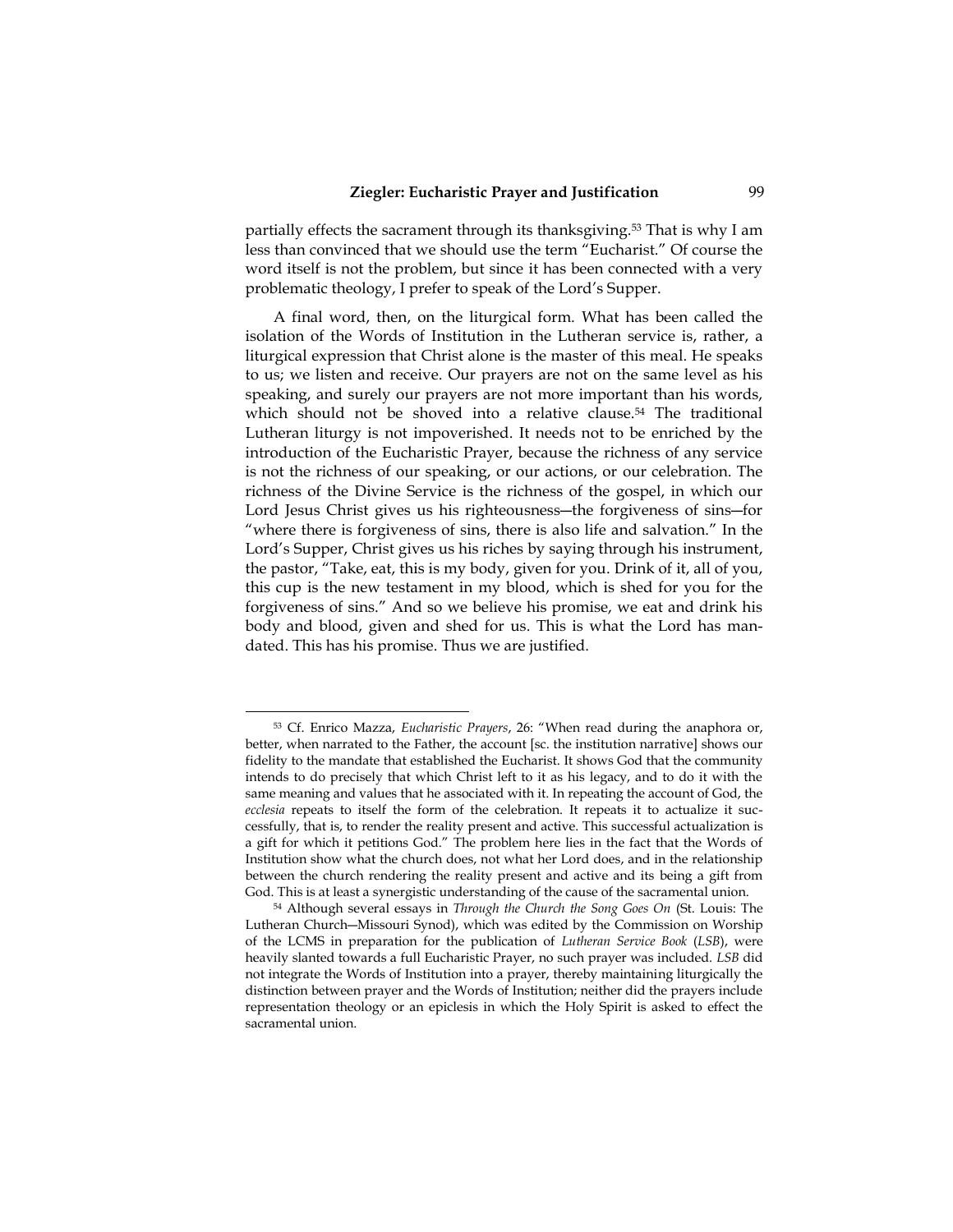partially effects the sacrament through its thanksgiving.[53] That is why I am less than convinced that we should use the term "Eucharist." Of course the word itself is not the problem, but since it has been connected with a very problematic theology, I prefer to speak of the Lord's Supper.

A final word, then, on the liturgical form. What has been called the isolation of the Words of Institution in the Lutheran service is, rather, a liturgical expression that Christ alone is the master of this meal. He speaks to us; we listen and receive. Our prayers are not on the same level as his speaking, and surely our prayers are not more important than his words, which should not be shoved into a relative clause.[54] The traditional Lutheran liturgy is not impoverished. It needs not to be enriched by the introduction of the Eucharistic Prayer, because the richness of any service is not the richness of our speaking, or our actions, or our celebration. The richness of the Divine Service is the richness of the gospel, in which our Lord Jesus Christ gives us his righteousness—the forgiveness of sins—for "where there is forgiveness of sins, there is also life and salvation." In the Lord's Supper, Christ gives us his riches by saying through his instrument, the pastor, "Take, eat, this is my body, given for you. Drink of it, all of you, this cup is the new testament in my blood, which is shed for you for the forgiveness of sins." And so we believe his promise, we eat and drink his body and blood, given and shed for us. This is what the Lord has mandated. This has his promise. Thus we are justified.

---

[53] Cf. Enrico Mazza, *Eucharistic Prayers*, 26: "When read during the anaphora or, better, when narrated to the Father, the account [sc. the institution narrative] shows our fidelity to the mandate that established the Eucharist. It shows God that the community intends to do precisely that which Christ left to it as his legacy, and to do it with the same meaning and values that he associated with it. In repeating the account of God, the *ecclesia* repeats to itself the form of the celebration. It repeats it to actualize it successfully, that is, to render the reality present and active. This successful actualization is a gift for which it petitions God." The problem here lies in the fact that the Words of Institution show what the church does, not what her Lord does, and in the relationship between the church rendering the reality present and active and its being a gift from God. This is at least a synergistic understanding of the cause of the sacramental union.

[54] Although several essays in *Through the Church the Song Goes On* (St. Louis: The Lutheran Church—Missouri Synod), which was edited by the Commission on Worship of the LCMS in preparation for the publication of *Lutheran Service Book* (*LSB*), were heavily slanted towards a full Eucharistic Prayer, no such prayer was included. *LSB* did not integrate the Words of Institution into a prayer, thereby maintaining liturgically the distinction between prayer and the Words of Institution; neither did the prayers include representation theology or an epiclesis in which the Holy Spirit is asked to effect the sacramental union.